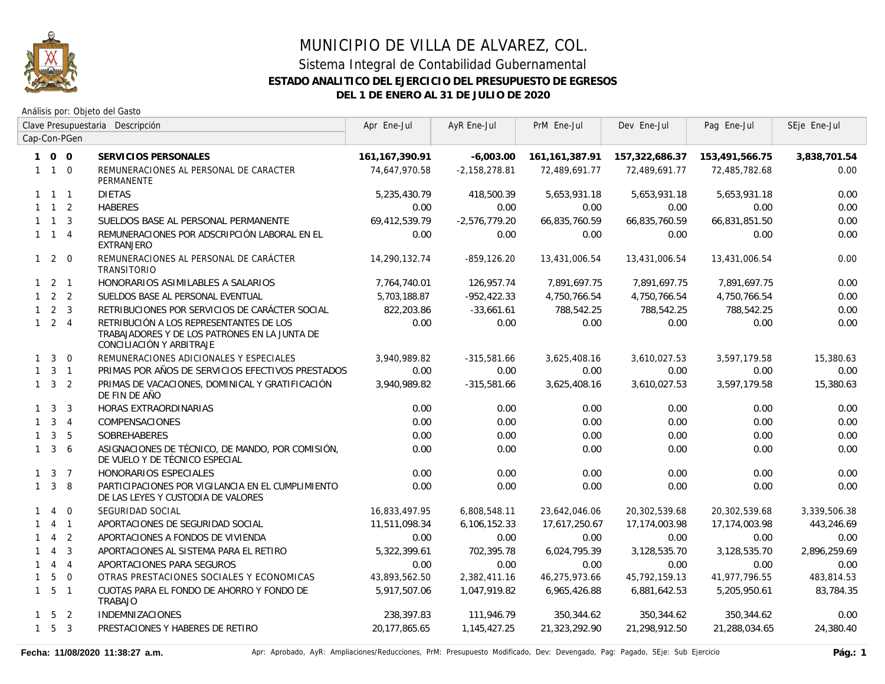# MUNICIPIO DE VILLA DE ALVAREZ, COL.

## Sistema Integral de Contabilidad Gubernamental

**ESTADO ANALITICO DEL EJERCICIO DEL PRESUPUESTO DE EGRESOS**

**DEL 1 DE ENERO AL 31 DE JULIO DE 2020**

Análisis por: Objeto del Gasto

| Clave Presupuestaria Cap-Con-PGen | Descripción | Apr Ene-Jul | AyR Ene-Jul | PrM Ene-Jul | Dev Ene-Jul | Pag Ene-Jul | SEje Ene-Jul |
|---|---|---|---|---|---|---|---|
| **1 0 0** | **SERVICIOS PERSONALES** | **161,167,390.91** | **-6,003.00** | **161,161,387.91** | **157,322,686.37** | **153,491,566.75** | **3,838,701.54** |
| 1 1 0 | REMUNERACIONES AL PERSONAL DE CARACTER PERMANENTE | 74,647,970.58 | -2,158,278.81 | 72,489,691.77 | 72,489,691.77 | 72,485,782.68 | 0.00 |
| 1 1 1 | DIETAS | 5,235,430.79 | 418,500.39 | 5,653,931.18 | 5,653,931.18 | 5,653,931.18 | 0.00 |
| 1 1 2 | HABERES | 0.00 | 0.00 | 0.00 | 0.00 | 0.00 | 0.00 |
| 1 1 3 | SUELDOS BASE AL PERSONAL PERMANENTE | 69,412,539.79 | -2,576,779.20 | 66,835,760.59 | 66,835,760.59 | 66,831,851.50 | 0.00 |
| 1 1 4 | REMUNERACIONES POR ADSCRIPCIÓN LABORAL EN EL EXTRANJERO | 0.00 | 0.00 | 0.00 | 0.00 | 0.00 | 0.00 |
| 1 2 0 | REMUNERACIONES AL PERSONAL DE CARÁCTER TRANSITORIO | 14,290,132.74 | -859,126.20 | 13,431,006.54 | 13,431,006.54 | 13,431,006.54 | 0.00 |
| 1 2 1 | HONORARIOS ASIMILABLES A SALARIOS | 7,764,740.01 | 126,957.74 | 7,891,697.75 | 7,891,697.75 | 7,891,697.75 | 0.00 |
| 1 2 2 | SUELDOS BASE AL PERSONAL EVENTUAL | 5,703,188.87 | -952,422.33 | 4,750,766.54 | 4,750,766.54 | 4,750,766.54 | 0.00 |
| 1 2 3 | RETRIBUCIONES POR SERVICIOS DE CARÁCTER SOCIAL | 822,203.86 | -33,661.61 | 788,542.25 | 788,542.25 | 788,542.25 | 0.00 |
| 1 2 4 | RETRIBUCIÓN A LOS REPRESENTANTES DE LOS TRABAJADORES Y DE LOS PATRONES EN LA JUNTA DE CONCILIACIÓN Y ARBITRAJE | 0.00 | 0.00 | 0.00 | 0.00 | 0.00 | 0.00 |
| 1 3 0 | REMUNERACIONES ADICIONALES Y ESPECIALES | 3,940,989.82 | -315,581.66 | 3,625,408.16 | 3,610,027.53 | 3,597,179.58 | 15,380.63 |
| 1 3 1 | PRIMAS POR AÑOS DE SERVICIOS EFECTIVOS PRESTADOS | 0.00 | 0.00 | 0.00 | 0.00 | 0.00 | 0.00 |
| 1 3 2 | PRIMAS DE VACACIONES, DOMINICAL Y GRATIFICACIÓN DE FIN DE AÑO | 3,940,989.82 | -315,581.66 | 3,625,408.16 | 3,610,027.53 | 3,597,179.58 | 15,380.63 |
| 1 3 3 | HORAS EXTRAORDINARIAS | 0.00 | 0.00 | 0.00 | 0.00 | 0.00 | 0.00 |
| 1 3 4 | COMPENSACIONES | 0.00 | 0.00 | 0.00 | 0.00 | 0.00 | 0.00 |
| 1 3 5 | SOBREHABERES | 0.00 | 0.00 | 0.00 | 0.00 | 0.00 | 0.00 |
| 1 3 6 | ASIGNACIONES DE TÉCNICO, DE MANDO, POR COMISIÓN, DE VUELO Y DE TÉCNICO ESPECIAL | 0.00 | 0.00 | 0.00 | 0.00 | 0.00 | 0.00 |
| 1 3 7 | HONORARIOS ESPECIALES | 0.00 | 0.00 | 0.00 | 0.00 | 0.00 | 0.00 |
| 1 3 8 | PARTICIPACIONES POR VIGILANCIA EN EL CUMPLIMIENTO DE LAS LEYES Y CUSTODIA DE VALORES | 0.00 | 0.00 | 0.00 | 0.00 | 0.00 | 0.00 |
| 1 4 0 | SEGURIDAD SOCIAL | 16,833,497.95 | 6,808,548.11 | 23,642,046.06 | 20,302,539.68 | 20,302,539.68 | 3,339,506.38 |
| 1 4 1 | APORTACIONES DE SEGURIDAD SOCIAL | 11,511,098.34 | 6,106,152.33 | 17,617,250.67 | 17,174,003.98 | 17,174,003.98 | 443,246.69 |
| 1 4 2 | APORTACIONES A FONDOS DE VIVIENDA | 0.00 | 0.00 | 0.00 | 0.00 | 0.00 | 0.00 |
| 1 4 3 | APORTACIONES AL SISTEMA PARA EL RETIRO | 5,322,399.61 | 702,395.78 | 6,024,795.39 | 3,128,535.70 | 3,128,535.70 | 2,896,259.69 |
| 1 4 4 | APORTACIONES PARA SEGUROS | 0.00 | 0.00 | 0.00 | 0.00 | 0.00 | 0.00 |
| 1 5 0 | OTRAS PRESTACIONES SOCIALES Y ECONOMICAS | 43,893,562.50 | 2,382,411.16 | 46,275,973.66 | 45,792,159.13 | 41,977,796.55 | 483,814.53 |
| 1 5 1 | CUOTAS PARA EL FONDO DE AHORRO Y FONDO DE TRABAJO | 5,917,507.06 | 1,047,919.82 | 6,965,426.88 | 6,881,642.53 | 5,205,950.61 | 83,784.35 |
| 1 5 2 | INDEMNIZACIONES | 238,397.83 | 111,946.79 | 350,344.62 | 350,344.62 | 350,344.62 | 0.00 |
| 1 5 3 | PRESTACIONES Y HABERES DE RETIRO | 20,177,865.65 | 1,145,427.25 | 21,323,292.90 | 21,298,912.50 | 21,288,034.65 | 24,380.40 |

Fecha: 11/08/2020 11:38:27 a.m.

Apr: Aprobado, AyR: Ampliaciones/Reducciones, PrM: Presupuesto Modificado, Dev: Devengado, Pag: Pagado, SEje: Sub Ejercicio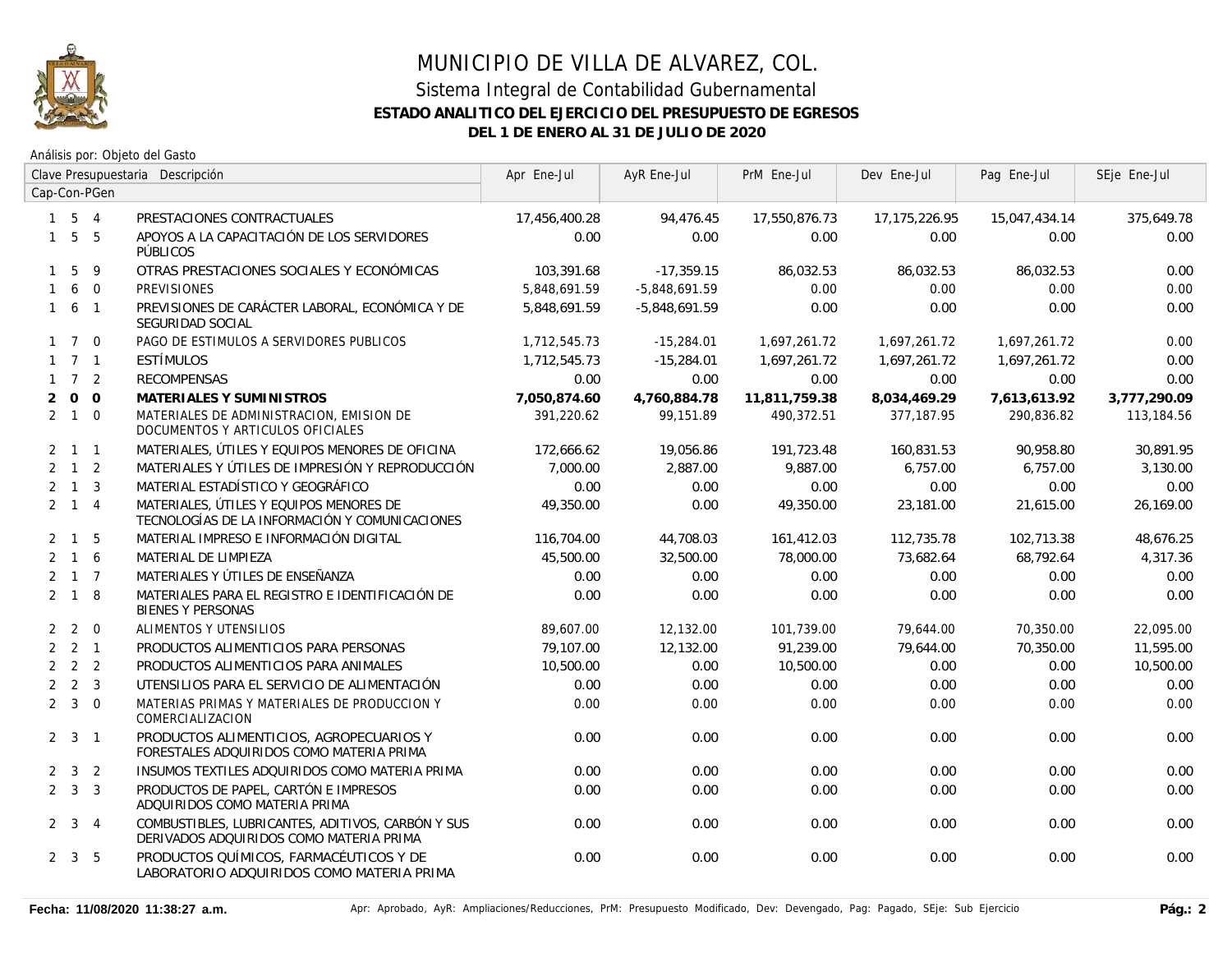# MUNICIPIO DE VILLA DE ALVAREZ, COL.

## Sistema Integral de Contabilidad Gubernamental

### ESTADO ANALITICO DEL EJERCICIO DEL PRESUPUESTO DE EGRESOS

### DEL 1 DE ENERO AL 31 DE JULIO DE 2020

Análisis por: Objeto del Gasto

| Clave Presupuestaria Cap-Con-PGen | | | Descripción | Apr Ene-Jul | AyR Ene-Jul | PrM Ene-Jul | Dev Ene-Jul | Pag Ene-Jul | SEje Ene-Jul |
|---|---|---|---|---|---|---|---|---|---|
| 1 | 5 | 4 | PRESTACIONES CONTRACTUALES | 17,456,400.28 | 94,476.45 | 17,550,876.73 | 17,175,226.95 | 15,047,434.14 | 375,649.78 |
| 1 | 5 | 5 | APOYOS A LA CAPACITACIÓN DE LOS SERVIDORES PÚBLICOS | 0.00 | 0.00 | 0.00 | 0.00 | 0.00 | 0.00 |
| 1 | 5 | 9 | OTRAS PRESTACIONES SOCIALES Y ECONÓMICAS | 103,391.68 | -17,359.15 | 86,032.53 | 86,032.53 | 86,032.53 | 0.00 |
| 1 | 6 | 0 | PREVISIONES | 5,848,691.59 | -5,848,691.59 | 0.00 | 0.00 | 0.00 | 0.00 |
| 1 | 6 | 1 | PREVISIONES DE CARÁCTER LABORAL, ECONÓMICA Y DE SEGURIDAD SOCIAL | 5,848,691.59 | -5,848,691.59 | 0.00 | 0.00 | 0.00 | 0.00 |
| 1 | 7 | 0 | PAGO DE ESTIMULOS A SERVIDORES PUBLICOS | 1,712,545.73 | -15,284.01 | 1,697,261.72 | 1,697,261.72 | 1,697,261.72 | 0.00 |
| 1 | 7 | 1 | ESTÍMULOS | 1,712,545.73 | -15,284.01 | 1,697,261.72 | 1,697,261.72 | 1,697,261.72 | 0.00 |
| 1 | 7 | 2 | RECOMPENSAS | 0.00 | 0.00 | 0.00 | 0.00 | 0.00 | 0.00 |
| **2** | **0** | **0** | **MATERIALES Y SUMINISTROS** | **7,050,874.60** | **4,760,884.78** | **11,811,759.38** | **8,034,469.29** | **7,613,613.92** | **3,777,290.09** |
| 2 | 1 | 0 | MATERIALES DE ADMINISTRACION, EMISION DE DOCUMENTOS Y ARTICULOS OFICIALES | 391,220.62 | 99,151.89 | 490,372.51 | 377,187.95 | 290,836.82 | 113,184.56 |
| 2 | 1 | 1 | MATERIALES, ÚTILES Y EQUIPOS MENORES DE OFICINA | 172,666.62 | 19,056.86 | 191,723.48 | 160,831.53 | 90,958.80 | 30,891.95 |
| 2 | 1 | 2 | MATERIALES Y ÚTILES DE IMPRESIÓN Y REPRODUCCIÓN | 7,000.00 | 2,887.00 | 9,887.00 | 6,757.00 | 6,757.00 | 3,130.00 |
| 2 | 1 | 3 | MATERIAL ESTADÍSTICO Y GEOGRÁFICO | 0.00 | 0.00 | 0.00 | 0.00 | 0.00 | 0.00 |
| 2 | 1 | 4 | MATERIALES, ÚTILES Y EQUIPOS MENORES DE TECNOLOGÍAS DE LA INFORMACIÓN Y COMUNICACIONES | 49,350.00 | 0.00 | 49,350.00 | 23,181.00 | 21,615.00 | 26,169.00 |
| 2 | 1 | 5 | MATERIAL IMPRESO E INFORMACIÓN DIGITAL | 116,704.00 | 44,708.03 | 161,412.03 | 112,735.78 | 102,713.38 | 48,676.25 |
| 2 | 1 | 6 | MATERIAL DE LIMPIEZA | 45,500.00 | 32,500.00 | 78,000.00 | 73,682.64 | 68,792.64 | 4,317.36 |
| 2 | 1 | 7 | MATERIALES Y ÚTILES DE ENSEÑANZA | 0.00 | 0.00 | 0.00 | 0.00 | 0.00 | 0.00 |
| 2 | 1 | 8 | MATERIALES PARA EL REGISTRO E IDENTIFICACIÓN DE BIENES Y PERSONAS | 0.00 | 0.00 | 0.00 | 0.00 | 0.00 | 0.00 |
| 2 | 2 | 0 | ALIMENTOS Y UTENSILIOS | 89,607.00 | 12,132.00 | 101,739.00 | 79,644.00 | 70,350.00 | 22,095.00 |
| 2 | 2 | 1 | PRODUCTOS ALIMENTICIOS PARA PERSONAS | 79,107.00 | 12,132.00 | 91,239.00 | 79,644.00 | 70,350.00 | 11,595.00 |
| 2 | 2 | 2 | PRODUCTOS ALIMENTICIOS PARA ANIMALES | 10,500.00 | 0.00 | 10,500.00 | 0.00 | 0.00 | 10,500.00 |
| 2 | 2 | 3 | UTENSILIOS PARA EL SERVICIO DE ALIMENTACIÓN | 0.00 | 0.00 | 0.00 | 0.00 | 0.00 | 0.00 |
| 2 | 3 | 0 | MATERIAS PRIMAS Y MATERIALES DE PRODUCCION Y COMERCIALIZACION | 0.00 | 0.00 | 0.00 | 0.00 | 0.00 | 0.00 |
| 2 | 3 | 1 | PRODUCTOS ALIMENTICIOS, AGROPECUARIOS Y FORESTALES ADQUIRIDOS COMO MATERIA PRIMA | 0.00 | 0.00 | 0.00 | 0.00 | 0.00 | 0.00 |
| 2 | 3 | 2 | INSUMOS TEXTILES ADQUIRIDOS COMO MATERIA PRIMA | 0.00 | 0.00 | 0.00 | 0.00 | 0.00 | 0.00 |
| 2 | 3 | 3 | PRODUCTOS DE PAPEL, CARTÓN E IMPRESOS ADQUIRIDOS COMO MATERIA PRIMA | 0.00 | 0.00 | 0.00 | 0.00 | 0.00 | 0.00 |
| 2 | 3 | 4 | COMBUSTIBLES, LUBRICANTES, ADITIVOS, CARBÓN Y SUS DERIVADOS ADQUIRIDOS COMO MATERIA PRIMA | 0.00 | 0.00 | 0.00 | 0.00 | 0.00 | 0.00 |
| 2 | 3 | 5 | PRODUCTOS QUÍMICOS, FARMACÉUTICOS Y DE LABORATORIO ADQUIRIDOS COMO MATERIA PRIMA | 0.00 | 0.00 | 0.00 | 0.00 | 0.00 | 0.00 |

Fecha: 11/08/2020 11:38:27 a.m.

Apr: Aprobado, AyR: Ampliaciones/Reducciones, PrM: Presupuesto Modificado, Dev: Devengado, Pag: Pagado, SEje: Sub Ejercicio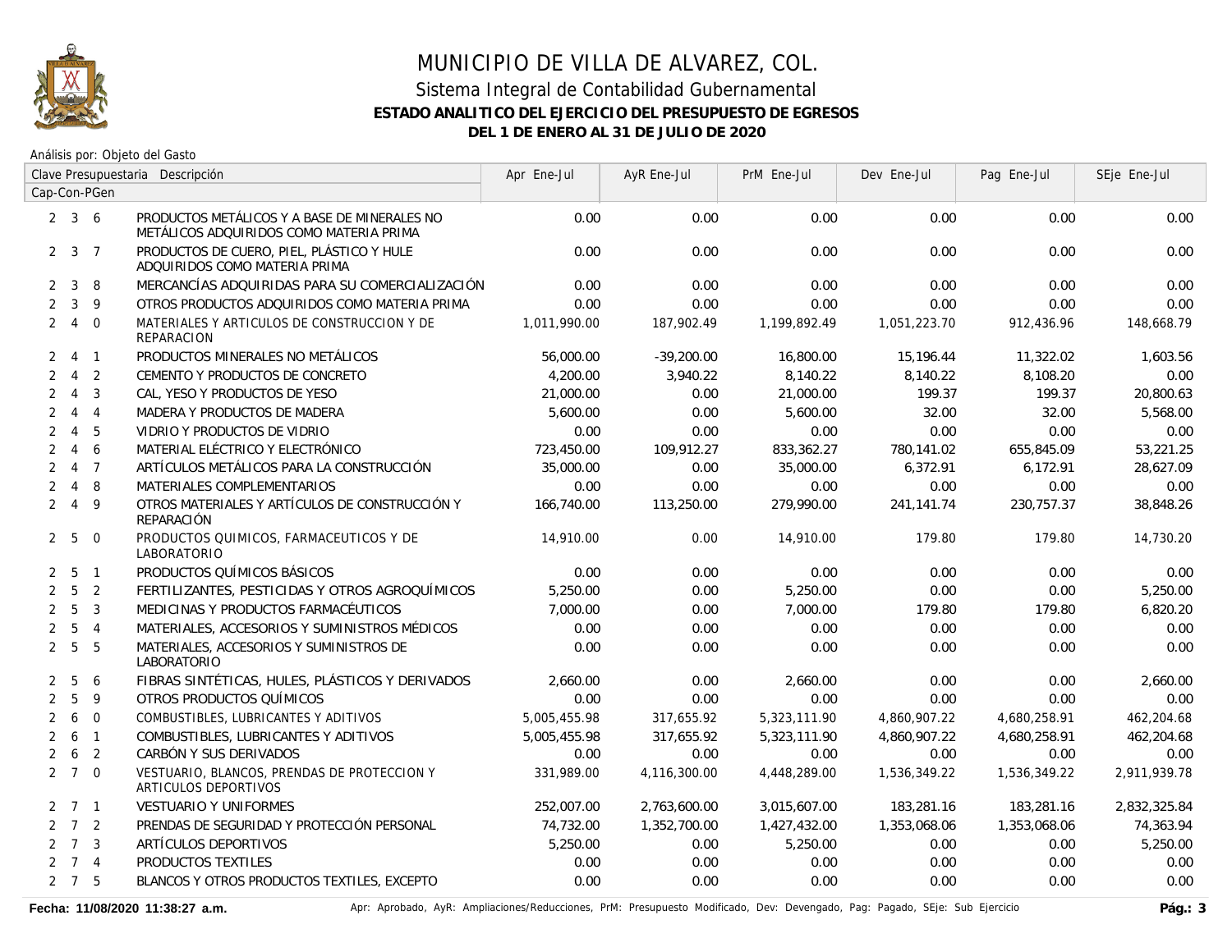# MUNICIPIO DE VILLA DE ALVAREZ, COL.

## Sistema Integral de Contabilidad Gubernamental

**ESTADO ANALITICO DEL EJERCICIO DEL PRESUPUESTO DE EGRESOS**

**DEL 1 DE ENERO AL 31 DE JULIO DE 2020**

Análisis por: Objeto del Gasto

| Clave Presupuestaria Cap-Con-PGen | Descripción | Apr Ene-Jul | AyR Ene-Jul | PrM Ene-Jul | Dev Ene-Jul | Pag Ene-Jul | SEje Ene-Jul |
|---|---|---|---|---|---|---|---|
| 2 3 6 | PRODUCTOS METÁLICOS Y A BASE DE MINERALES NO METÁLICOS ADQUIRIDOS COMO MATERIA PRIMA | 0.00 | 0.00 | 0.00 | 0.00 | 0.00 | 0.00 |
| 2 3 7 | PRODUCTOS DE CUERO, PIEL, PLÁSTICO Y HULE ADQUIRIDOS COMO MATERIA PRIMA | 0.00 | 0.00 | 0.00 | 0.00 | 0.00 | 0.00 |
| 2 3 8 | MERCANCÍAS ADQUIRIDAS PARA SU COMERCIALIZACIÓN | 0.00 | 0.00 | 0.00 | 0.00 | 0.00 | 0.00 |
| 2 3 9 | OTROS PRODUCTOS ADQUIRIDOS COMO MATERIA PRIMA | 0.00 | 0.00 | 0.00 | 0.00 | 0.00 | 0.00 |
| 2 4 0 | MATERIALES Y ARTICULOS DE CONSTRUCCION Y DE REPARACION | 1,011,990.00 | 187,902.49 | 1,199,892.49 | 1,051,223.70 | 912,436.96 | 148,668.79 |
| 2 4 1 | PRODUCTOS MINERALES NO METÁLICOS | 56,000.00 | -39,200.00 | 16,800.00 | 15,196.44 | 11,322.02 | 1,603.56 |
| 2 4 2 | CEMENTO Y PRODUCTOS DE CONCRETO | 4,200.00 | 3,940.22 | 8,140.22 | 8,140.22 | 8,108.20 | 0.00 |
| 2 4 3 | CAL, YESO Y PRODUCTOS DE YESO | 21,000.00 | 0.00 | 21,000.00 | 199.37 | 199.37 | 20,800.63 |
| 2 4 4 | MADERA Y PRODUCTOS DE MADERA | 5,600.00 | 0.00 | 5,600.00 | 32.00 | 32.00 | 5,568.00 |
| 2 4 5 | VIDRIO Y PRODUCTOS DE VIDRIO | 0.00 | 0.00 | 0.00 | 0.00 | 0.00 | 0.00 |
| 2 4 6 | MATERIAL ELÉCTRICO Y ELECTRÓNICO | 723,450.00 | 109,912.27 | 833,362.27 | 780,141.02 | 655,845.09 | 53,221.25 |
| 2 4 7 | ARTÍCULOS METÁLICOS PARA LA CONSTRUCCIÓN | 35,000.00 | 0.00 | 35,000.00 | 6,372.91 | 6,172.91 | 28,627.09 |
| 2 4 8 | MATERIALES COMPLEMENTARIOS | 0.00 | 0.00 | 0.00 | 0.00 | 0.00 | 0.00 |
| 2 4 9 | OTROS MATERIALES Y ARTÍCULOS DE CONSTRUCCIÓN Y REPARACIÓN | 166,740.00 | 113,250.00 | 279,990.00 | 241,141.74 | 230,757.37 | 38,848.26 |
| 2 5 0 | PRODUCTOS QUIMICOS, FARMACEUTICOS Y DE LABORATORIO | 14,910.00 | 0.00 | 14,910.00 | 179.80 | 179.80 | 14,730.20 |
| 2 5 1 | PRODUCTOS QUÍMICOS BÁSICOS | 0.00 | 0.00 | 0.00 | 0.00 | 0.00 | 0.00 |
| 2 5 2 | FERTILIZANTES, PESTICIDAS Y OTROS AGROQUÍMICOS | 5,250.00 | 0.00 | 5,250.00 | 0.00 | 0.00 | 5,250.00 |
| 2 5 3 | MEDICINAS Y PRODUCTOS FARMACÉUTICOS | 7,000.00 | 0.00 | 7,000.00 | 179.80 | 179.80 | 6,820.20 |
| 2 5 4 | MATERIALES, ACCESORIOS Y SUMINISTROS MÉDICOS | 0.00 | 0.00 | 0.00 | 0.00 | 0.00 | 0.00 |
| 2 5 5 | MATERIALES, ACCESORIOS Y SUMINISTROS DE LABORATORIO | 0.00 | 0.00 | 0.00 | 0.00 | 0.00 | 0.00 |
| 2 5 6 | FIBRAS SINTÉTICAS, HULES, PLÁSTICOS Y DERIVADOS | 2,660.00 | 0.00 | 2,660.00 | 0.00 | 0.00 | 2,660.00 |
| 2 5 9 | OTROS PRODUCTOS QUÍMICOS | 0.00 | 0.00 | 0.00 | 0.00 | 0.00 | 0.00 |
| 2 6 0 | COMBUSTIBLES, LUBRICANTES Y ADITIVOS | 5,005,455.98 | 317,655.92 | 5,323,111.90 | 4,860,907.22 | 4,680,258.91 | 462,204.68 |
| 2 6 1 | COMBUSTIBLES, LUBRICANTES Y ADITIVOS | 5,005,455.98 | 317,655.92 | 5,323,111.90 | 4,860,907.22 | 4,680,258.91 | 462,204.68 |
| 2 6 2 | CARBÓN Y SUS DERIVADOS | 0.00 | 0.00 | 0.00 | 0.00 | 0.00 | 0.00 |
| 2 7 0 | VESTUARIO, BLANCOS, PRENDAS DE PROTECCION Y ARTICULOS DEPORTIVOS | 331,989.00 | 4,116,300.00 | 4,448,289.00 | 1,536,349.22 | 1,536,349.22 | 2,911,939.78 |
| 2 7 1 | VESTUARIO Y UNIFORMES | 252,007.00 | 2,763,600.00 | 3,015,607.00 | 183,281.16 | 183,281.16 | 2,832,325.84 |
| 2 7 2 | PRENDAS DE SEGURIDAD Y PROTECCIÓN PERSONAL | 74,732.00 | 1,352,700.00 | 1,427,432.00 | 1,353,068.06 | 1,353,068.06 | 74,363.94 |
| 2 7 3 | ARTÍCULOS DEPORTIVOS | 5,250.00 | 0.00 | 5,250.00 | 0.00 | 0.00 | 5,250.00 |
| 2 7 4 | PRODUCTOS TEXTILES | 0.00 | 0.00 | 0.00 | 0.00 | 0.00 | 0.00 |
| 2 7 5 | BLANCOS Y OTROS PRODUCTOS TEXTILES, EXCEPTO | 0.00 | 0.00 | 0.00 | 0.00 | 0.00 | 0.00 |

**Fecha: 11/08/2020 11:38:27 a.m.** Apr: Aprobado, AyR: Ampliaciones/Reducciones, PrM: Presupuesto Modificado, Dev: Devengado, Pag: Pagado, SEje: Sub Ejercicio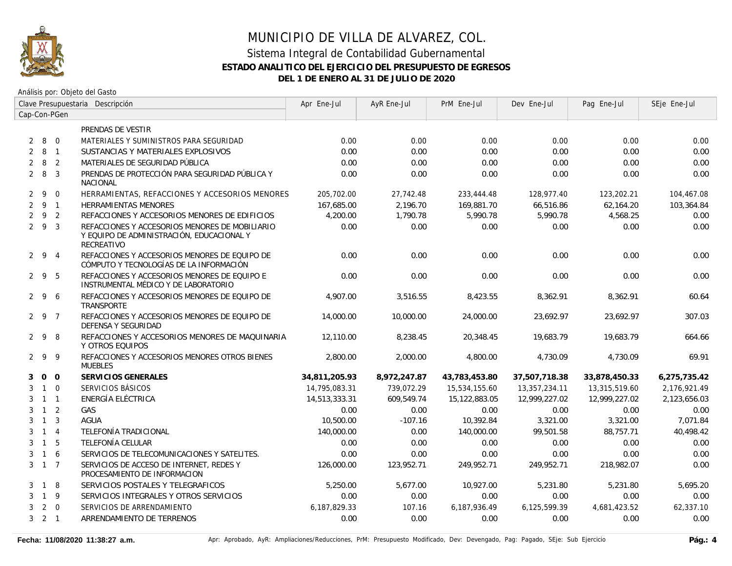# MUNICIPIO DE VILLA DE ALVAREZ, COL.

## Sistema Integral de Contabilidad Gubernamental

### ESTADO ANALITICO DEL EJERCICIO DEL PRESUPUESTO DE EGRESOS

### DEL 1 DE ENERO AL 31 DE JULIO DE 2020

Análisis por: Objeto del Gasto

| Cap | Con | PGen | Descripción | Apr Ene-Jul | AyR Ene-Jul | PrM Ene-Jul | Dev Ene-Jul | Pag Ene-Jul | SEje Ene-Jul |
|---|---|---|---|---|---|---|---|---|---|
| | | | PRENDAS DE VESTIR | | | | | | |
| 2 | 8 | 0 | MATERIALES Y SUMINISTROS PARA SEGURIDAD | 0.00 | 0.00 | 0.00 | 0.00 | 0.00 | 0.00 |
| 2 | 8 | 1 | SUSTANCIAS Y MATERIALES EXPLOSIVOS | 0.00 | 0.00 | 0.00 | 0.00 | 0.00 | 0.00 |
| 2 | 8 | 2 | MATERIALES DE SEGURIDAD PÚBLICA | 0.00 | 0.00 | 0.00 | 0.00 | 0.00 | 0.00 |
| 2 | 8 | 3 | PRENDAS DE PROTECCIÓN PARA SEGURIDAD PÚBLICA Y NACIONAL | 0.00 | 0.00 | 0.00 | 0.00 | 0.00 | 0.00 |
| 2 | 9 | 0 | HERRAMIENTAS, REFACCIONES Y ACCESORIOS MENORES | 205,702.00 | 27,742.48 | 233,444.48 | 128,977.40 | 123,202.21 | 104,467.08 |
| 2 | 9 | 1 | HERRAMIENTAS MENORES | 167,685.00 | 2,196.70 | 169,881.70 | 66,516.86 | 62,164.20 | 103,364.84 |
| 2 | 9 | 2 | REFACCIONES Y ACCESORIOS MENORES DE EDIFICIOS | 4,200.00 | 1,790.78 | 5,990.78 | 5,990.78 | 4,568.25 | 0.00 |
| 2 | 9 | 3 | REFACCIONES Y ACCESORIOS MENORES DE MOBILIARIO Y EQUIPO DE ADMINISTRACIÓN, EDUCACIONAL Y RECREATIVO | 0.00 | 0.00 | 0.00 | 0.00 | 0.00 | 0.00 |
| 2 | 9 | 4 | REFACCIONES Y ACCESORIOS MENORES DE EQUIPO DE CÓMPUTO Y TECNOLOGÍAS DE LA INFORMACIÓN | 0.00 | 0.00 | 0.00 | 0.00 | 0.00 | 0.00 |
| 2 | 9 | 5 | REFACCIONES Y ACCESORIOS MENORES DE EQUIPO E INSTRUMENTAL MÉDICO Y DE LABORATORIO | 0.00 | 0.00 | 0.00 | 0.00 | 0.00 | 0.00 |
| 2 | 9 | 6 | REFACCIONES Y ACCESORIOS MENORES DE EQUIPO DE TRANSPORTE | 4,907.00 | 3,516.55 | 8,423.55 | 8,362.91 | 8,362.91 | 60.64 |
| 2 | 9 | 7 | REFACCIONES Y ACCESORIOS MENORES DE EQUIPO DE DEFENSA Y SEGURIDAD | 14,000.00 | 10,000.00 | 24,000.00 | 23,692.97 | 23,692.97 | 307.03 |
| 2 | 9 | 8 | REFACCIONES Y ACCESORIOS MENORES DE MAQUINARIA Y OTROS EQUIPOS | 12,110.00 | 8,238.45 | 20,348.45 | 19,683.79 | 19,683.79 | 664.66 |
| 2 | 9 | 9 | REFACCIONES Y ACCESORIOS MENORES OTROS BIENES MUEBLES | 2,800.00 | 2,000.00 | 4,800.00 | 4,730.09 | 4,730.09 | 69.91 |
| **3** | **0** | **0** | **SERVICIOS GENERALES** | **34,811,205.93** | **8,972,247.87** | **43,783,453.80** | **37,507,718.38** | **33,878,450.33** | **6,275,735.42** |
| 3 | 1 | 0 | SERVICIOS BÁSICOS | 14,795,083.31 | 739,072.29 | 15,534,155.60 | 13,357,234.11 | 13,315,519.60 | 2,176,921.49 |
| 3 | 1 | 1 | ENERGÍA ELÉCTRICA | 14,513,333.31 | 609,549.74 | 15,122,883.05 | 12,999,227.02 | 12,999,227.02 | 2,123,656.03 |
| 3 | 1 | 2 | GAS | 0.00 | 0.00 | 0.00 | 0.00 | 0.00 | 0.00 |
| 3 | 1 | 3 | AGUA | 10,500.00 | -107.16 | 10,392.84 | 3,321.00 | 3,321.00 | 7,071.84 |
| 3 | 1 | 4 | TELEFONÍA TRADICIONAL | 140,000.00 | 0.00 | 140,000.00 | 99,501.58 | 88,757.71 | 40,498.42 |
| 3 | 1 | 5 | TELEFONÍA CELULAR | 0.00 | 0.00 | 0.00 | 0.00 | 0.00 | 0.00 |
| 3 | 1 | 6 | SERVICIOS DE TELECOMUNICACIONES Y SATELITES. | 0.00 | 0.00 | 0.00 | 0.00 | 0.00 | 0.00 |
| 3 | 1 | 7 | SERVICIOS DE ACCESO DE INTERNET, REDES Y PROCESAMIENTO DE INFORMACION | 126,000.00 | 123,952.71 | 249,952.71 | 249,952.71 | 218,982.07 | 0.00 |
| 3 | 1 | 8 | SERVICIOS POSTALES Y TELEGRAFICOS | 5,250.00 | 5,677.00 | 10,927.00 | 5,231.80 | 5,231.80 | 5,695.20 |
| 3 | 1 | 9 | SERVICIOS INTEGRALES Y OTROS SERVICIOS | 0.00 | 0.00 | 0.00 | 0.00 | 0.00 | 0.00 |
| 3 | 2 | 0 | SERVICIOS DE ARRENDAMIENTO | 6,187,829.33 | 107.16 | 6,187,936.49 | 6,125,599.39 | 4,681,423.52 | 62,337.10 |
| 3 | 2 | 1 | ARRENDAMIENTO DE TERRENOS | 0.00 | 0.00 | 0.00 | 0.00 | 0.00 | 0.00 |

Fecha: 11/08/2020 11:38:27 a.m.

Apr: Aprobado, AyR: Ampliaciones/Reducciones, PrM: Presupuesto Modificado, Dev: Devengado, Pag: Pagado, SEje: Sub Ejercicio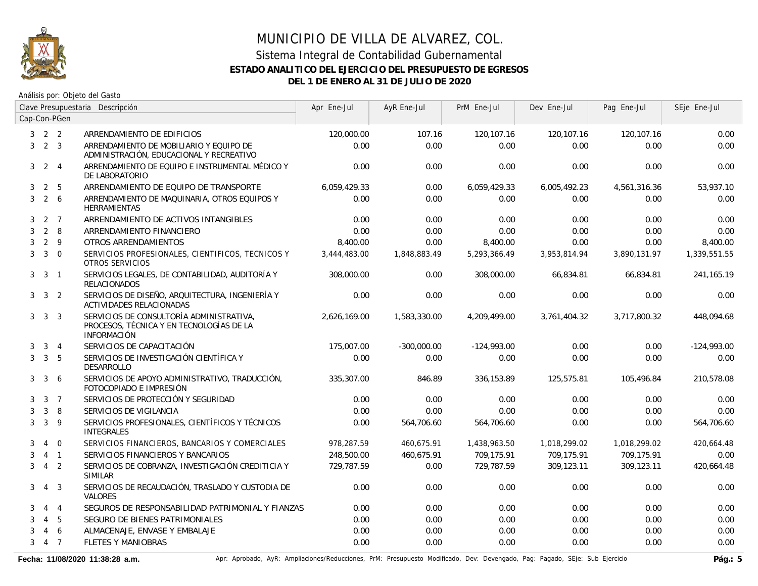# MUNICIPIO DE VILLA DE ALVAREZ, COL.

## Sistema Integral de Contabilidad Gubernamental

### ESTADO ANALITICO DEL EJERCICIO DEL PRESUPUESTO DE EGRESOS

### DEL 1 DE ENERO AL 31 DE JULIO DE 2020

Análisis por: Objeto del Gasto

| Clave Presupuestaria Cap-Con-PGen | Descripción | Apr Ene-Jul | AyR Ene-Jul | PrM Ene-Jul | Dev Ene-Jul | Pag Ene-Jul | SEje Ene-Jul |
|---|---|---|---|---|---|---|---|
| 3 2 2 | ARRENDAMIENTO DE EDIFICIOS | 120,000.00 | 107.16 | 120,107.16 | 120,107.16 | 120,107.16 | 0.00 |
| 3 2 3 | ARRENDAMIENTO DE MOBILIARIO Y EQUIPO DE ADMINISTRACIÓN, EDUCACIONAL Y RECREATIVO | 0.00 | 0.00 | 0.00 | 0.00 | 0.00 | 0.00 |
| 3 2 4 | ARRENDAMIENTO DE EQUIPO E INSTRUMENTAL MÉDICO Y DE LABORATORIO | 0.00 | 0.00 | 0.00 | 0.00 | 0.00 | 0.00 |
| 3 2 5 | ARRENDAMIENTO DE EQUIPO DE TRANSPORTE | 6,059,429.33 | 0.00 | 6,059,429.33 | 6,005,492.23 | 4,561,316.36 | 53,937.10 |
| 3 2 6 | ARRENDAMIENTO DE MAQUINARIA, OTROS EQUIPOS Y HERRAMIENTAS | 0.00 | 0.00 | 0.00 | 0.00 | 0.00 | 0.00 |
| 3 2 7 | ARRENDAMIENTO DE ACTIVOS INTANGIBLES | 0.00 | 0.00 | 0.00 | 0.00 | 0.00 | 0.00 |
| 3 2 8 | ARRENDAMIENTO FINANCIERO | 0.00 | 0.00 | 0.00 | 0.00 | 0.00 | 0.00 |
| 3 2 9 | OTROS ARRENDAMIENTOS | 8,400.00 | 0.00 | 8,400.00 | 0.00 | 0.00 | 8,400.00 |
| 3 3 0 | SERVICIOS PROFESIONALES, CIENTIFICOS, TECNICOS Y OTROS SERVICIOS | 3,444,483.00 | 1,848,883.49 | 5,293,366.49 | 3,953,814.94 | 3,890,131.97 | 1,339,551.55 |
| 3 3 1 | SERVICIOS LEGALES, DE CONTABILIDAD, AUDITORÍA Y RELACIONADOS | 308,000.00 | 0.00 | 308,000.00 | 66,834.81 | 66,834.81 | 241,165.19 |
| 3 3 2 | SERVICIOS DE DISEÑO, ARQUITECTURA, INGENIERÍA Y ACTIVIDADES RELACIONADAS | 0.00 | 0.00 | 0.00 | 0.00 | 0.00 | 0.00 |
| 3 3 3 | SERVICIOS DE CONSULTORÍA ADMINISTRATIVA, PROCESOS, TÉCNICA Y EN TECNOLOGÍAS DE LA INFORMACIÓN | 2,626,169.00 | 1,583,330.00 | 4,209,499.00 | 3,761,404.32 | 3,717,800.32 | 448,094.68 |
| 3 3 4 | SERVICIOS DE CAPACITACIÓN | 175,007.00 | -300,000.00 | -124,993.00 | 0.00 | 0.00 | -124,993.00 |
| 3 3 5 | SERVICIOS DE INVESTIGACIÓN CIENTÍFICA Y DESARROLLO | 0.00 | 0.00 | 0.00 | 0.00 | 0.00 | 0.00 |
| 3 3 6 | SERVICIOS DE APOYO ADMINISTRATIVO, TRADUCCIÓN, FOTOCOPIADO E IMPRESIÓN | 335,307.00 | 846.89 | 336,153.89 | 125,575.81 | 105,496.84 | 210,578.08 |
| 3 3 7 | SERVICIOS DE PROTECCIÓN Y SEGURIDAD | 0.00 | 0.00 | 0.00 | 0.00 | 0.00 | 0.00 |
| 3 3 8 | SERVICIOS DE VIGILANCIA | 0.00 | 0.00 | 0.00 | 0.00 | 0.00 | 0.00 |
| 3 3 9 | SERVICIOS PROFESIONALES, CIENTÍFICOS Y TÉCNICOS INTEGRALES | 0.00 | 564,706.60 | 564,706.60 | 0.00 | 0.00 | 564,706.60 |
| 3 4 0 | SERVICIOS FINANCIEROS, BANCARIOS Y COMERCIALES | 978,287.59 | 460,675.91 | 1,438,963.50 | 1,018,299.02 | 1,018,299.02 | 420,664.48 |
| 3 4 1 | SERVICIOS FINANCIEROS Y BANCARIOS | 248,500.00 | 460,675.91 | 709,175.91 | 709,175.91 | 709,175.91 | 0.00 |
| 3 4 2 | SERVICIOS DE COBRANZA, INVESTIGACIÓN CREDITICIA Y SIMILAR | 729,787.59 | 0.00 | 729,787.59 | 309,123.11 | 309,123.11 | 420,664.48 |
| 3 4 3 | SERVICIOS DE RECAUDACIÓN, TRASLADO Y CUSTODIA DE VALORES | 0.00 | 0.00 | 0.00 | 0.00 | 0.00 | 0.00 |
| 3 4 4 | SEGUROS DE RESPONSABILIDAD PATRIMONIAL Y FIANZAS | 0.00 | 0.00 | 0.00 | 0.00 | 0.00 | 0.00 |
| 3 4 5 | SEGURO DE BIENES PATRIMONIALES | 0.00 | 0.00 | 0.00 | 0.00 | 0.00 | 0.00 |
| 3 4 6 | ALMACENAJE, ENVASE Y EMBALAJE | 0.00 | 0.00 | 0.00 | 0.00 | 0.00 | 0.00 |
| 3 4 7 | FLETES Y MANIOBRAS | 0.00 | 0.00 | 0.00 | 0.00 | 0.00 | 0.00 |

Fecha: 11/08/2020 11:38:28 a.m. Apr: Aprobado, AyR: Ampliaciones/Reducciones, PrM: Presupuesto Modificado, Dev: Devengado, Pag: Pagado, SEje: Sub Ejercicio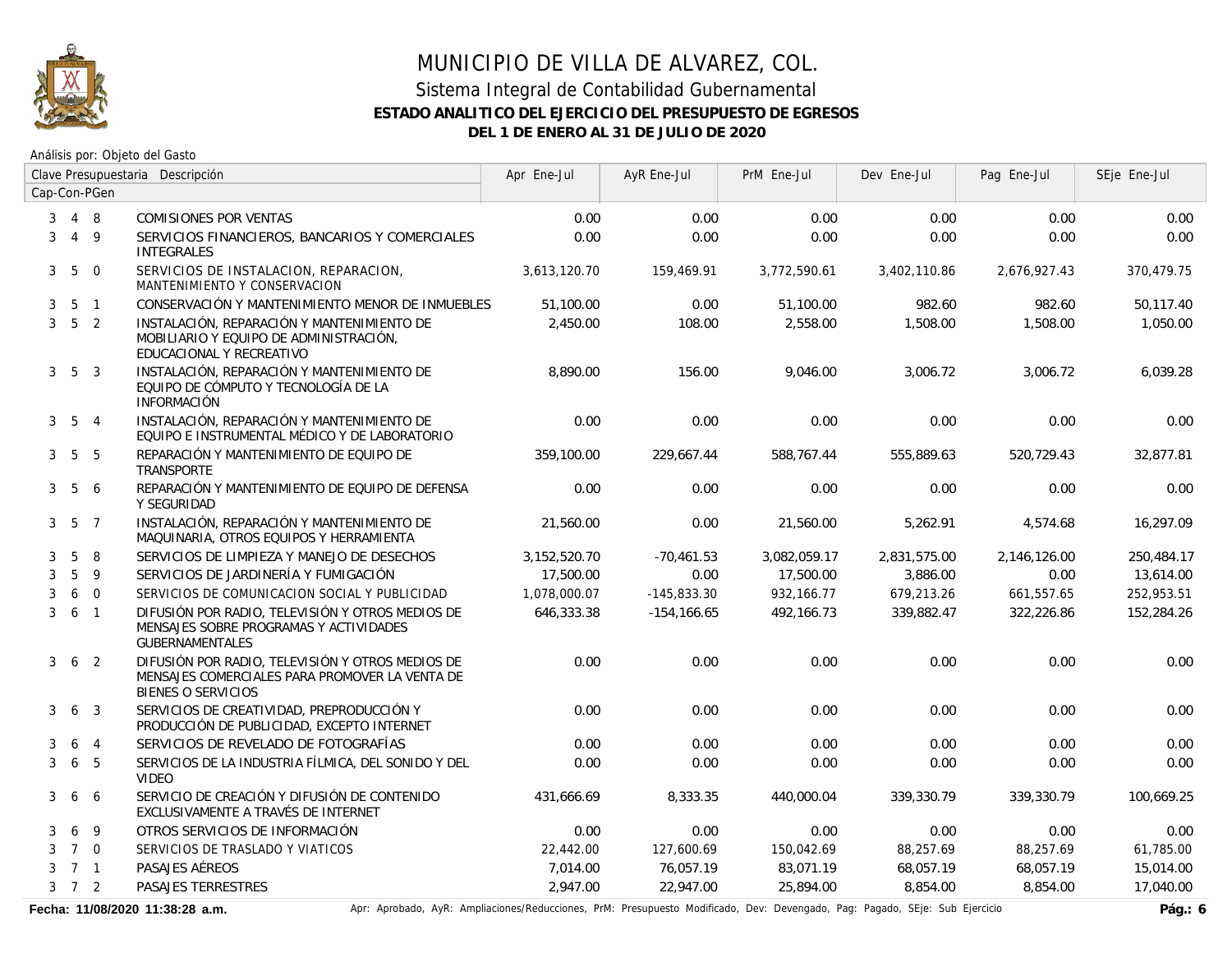# MUNICIPIO DE VILLA DE ALVAREZ, COL.

## Sistema Integral de Contabilidad Gubernamental

### ESTADO ANALITICO DEL EJERCICIO DEL PRESUPUESTO DE EGRESOS

### DEL 1 DE ENERO AL 31 DE JULIO DE 2020

Análisis por: Objeto del Gasto

| Clave Presupuestaria Cap-Con-PGen | Descripción | Apr Ene-Jul | AyR Ene-Jul | PrM Ene-Jul | Dev Ene-Jul | Pag Ene-Jul | SEje Ene-Jul |
|---|---|---|---|---|---|---|---|
| 3 4 8 | COMISIONES POR VENTAS | 0.00 | 0.00 | 0.00 | 0.00 | 0.00 | 0.00 |
| 3 4 9 | SERVICIOS FINANCIEROS, BANCARIOS Y COMERCIALES INTEGRALES | 0.00 | 0.00 | 0.00 | 0.00 | 0.00 | 0.00 |
| 3 5 0 | SERVICIOS DE INSTALACION, REPARACION, MANTENIMIENTO Y CONSERVACION | 3,613,120.70 | 159,469.91 | 3,772,590.61 | 3,402,110.86 | 2,676,927.43 | 370,479.75 |
| 3 5 1 | CONSERVACIÓN Y MANTENIMIENTO MENOR DE INMUEBLES | 51,100.00 | 0.00 | 51,100.00 | 982.60 | 982.60 | 50,117.40 |
| 3 5 2 | INSTALACIÓN, REPARACIÓN Y MANTENIMIENTO DE MOBILIARIO Y EQUIPO DE ADMINISTRACIÓN, EDUCACIONAL Y RECREATIVO | 2,450.00 | 108.00 | 2,558.00 | 1,508.00 | 1,508.00 | 1,050.00 |
| 3 5 3 | INSTALACIÓN, REPARACIÓN Y MANTENIMIENTO DE EQUIPO DE CÓMPUTO Y TECNOLOGÍA DE LA INFORMACIÓN | 8,890.00 | 156.00 | 9,046.00 | 3,006.72 | 3,006.72 | 6,039.28 |
| 3 5 4 | INSTALACIÓN, REPARACIÓN Y MANTENIMIENTO DE EQUIPO E INSTRUMENTAL MÉDICO Y DE LABORATORIO | 0.00 | 0.00 | 0.00 | 0.00 | 0.00 | 0.00 |
| 3 5 5 | REPARACIÓN Y MANTENIMIENTO DE EQUIPO DE TRANSPORTE | 359,100.00 | 229,667.44 | 588,767.44 | 555,889.63 | 520,729.43 | 32,877.81 |
| 3 5 6 | REPARACIÓN Y MANTENIMIENTO DE EQUIPO DE DEFENSA Y SEGURIDAD | 0.00 | 0.00 | 0.00 | 0.00 | 0.00 | 0.00 |
| 3 5 7 | INSTALACIÓN, REPARACIÓN Y MANTENIMIENTO DE MAQUINARIA, OTROS EQUIPOS Y HERRAMIENTA | 21,560.00 | 0.00 | 21,560.00 | 5,262.91 | 4,574.68 | 16,297.09 |
| 3 5 8 | SERVICIOS DE LIMPIEZA Y MANEJO DE DESECHOS | 3,152,520.70 | -70,461.53 | 3,082,059.17 | 2,831,575.00 | 2,146,126.00 | 250,484.17 |
| 3 5 9 | SERVICIOS DE JARDINERÍA Y FUMIGACIÓN | 17,500.00 | 0.00 | 17,500.00 | 3,886.00 | 0.00 | 13,614.00 |
| 3 6 0 | SERVICIOS DE COMUNICACION SOCIAL Y PUBLICIDAD | 1,078,000.07 | -145,833.30 | 932,166.77 | 679,213.26 | 661,557.65 | 252,953.51 |
| 3 6 1 | DIFUSIÓN POR RADIO, TELEVISIÓN Y OTROS MEDIOS DE MENSAJES SOBRE PROGRAMAS Y ACTIVIDADES GUBERNAMENTALES | 646,333.38 | -154,166.65 | 492,166.73 | 339,882.47 | 322,226.86 | 152,284.26 |
| 3 6 2 | DIFUSIÓN POR RADIO, TELEVISIÓN Y OTROS MEDIOS DE MENSAJES COMERCIALES PARA PROMOVER LA VENTA DE BIENES O SERVICIOS | 0.00 | 0.00 | 0.00 | 0.00 | 0.00 | 0.00 |
| 3 6 3 | SERVICIOS DE CREATIVIDAD, PREPRODUCCIÓN Y PRODUCCIÓN DE PUBLICIDAD, EXCEPTO INTERNET | 0.00 | 0.00 | 0.00 | 0.00 | 0.00 | 0.00 |
| 3 6 4 | SERVICIOS DE REVELADO DE FOTOGRAFÍAS | 0.00 | 0.00 | 0.00 | 0.00 | 0.00 | 0.00 |
| 3 6 5 | SERVICIOS DE LA INDUSTRIA FÍLMICA, DEL SONIDO Y DEL VIDEO | 0.00 | 0.00 | 0.00 | 0.00 | 0.00 | 0.00 |
| 3 6 6 | SERVICIO DE CREACIÓN Y DIFUSIÓN DE CONTENIDO EXCLUSIVAMENTE A TRAVÉS DE INTERNET | 431,666.69 | 8,333.35 | 440,000.04 | 339,330.79 | 339,330.79 | 100,669.25 |
| 3 6 9 | OTROS SERVICIOS DE INFORMACIÓN | 0.00 | 0.00 | 0.00 | 0.00 | 0.00 | 0.00 |
| 3 7 0 | SERVICIOS DE TRASLADO Y VIATICOS | 22,442.00 | 127,600.69 | 150,042.69 | 88,257.69 | 88,257.69 | 61,785.00 |
| 3 7 1 | PASAJES AÉREOS | 7,014.00 | 76,057.19 | 83,071.19 | 68,057.19 | 68,057.19 | 15,014.00 |
| 3 7 2 | PASAJES TERRESTRES | 2,947.00 | 22,947.00 | 25,894.00 | 8,854.00 | 8,854.00 | 17,040.00 |

Fecha: 11/08/2020 11:38:28 a.m.

Apr: Aprobado, AyR: Ampliaciones/Reducciones, PrM: Presupuesto Modificado, Dev: Devengado, Pag: Pagado, SEje: Sub Ejercicio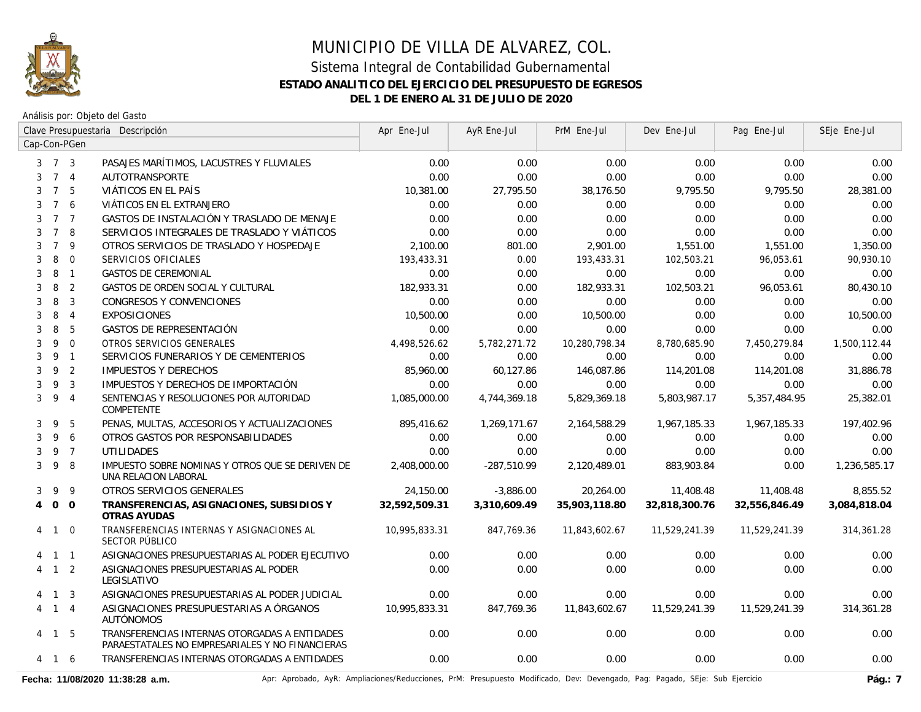# MUNICIPIO DE VILLA DE ALVAREZ, COL.

## Sistema Integral de Contabilidad Gubernamental

### ESTADO ANALITICO DEL EJERCICIO DEL PRESUPUESTO DE EGRESOS

### DEL 1 DE ENERO AL 31 DE JULIO DE 2020

Análisis por: Objeto del Gasto

| Clave Presupuestaria Cap-Con-PGen | | | Descripción | Apr Ene-Jul | AyR Ene-Jul | PrM Ene-Jul | Dev Ene-Jul | Pag Ene-Jul | SEje Ene-Jul |
|---|---|---|---|---|---|---|---|---|---|
| 3 | 7 | 3 | PASAJES MARÍTIMOS, LACUSTRES Y FLUVIALES | 0.00 | 0.00 | 0.00 | 0.00 | 0.00 | 0.00 |
| 3 | 7 | 4 | AUTOTRANSPORTE | 0.00 | 0.00 | 0.00 | 0.00 | 0.00 | 0.00 |
| 3 | 7 | 5 | VIÁTICOS EN EL PAÍS | 10,381.00 | 27,795.50 | 38,176.50 | 9,795.50 | 9,795.50 | 28,381.00 |
| 3 | 7 | 6 | VIÁTICOS EN EL EXTRANJERO | 0.00 | 0.00 | 0.00 | 0.00 | 0.00 | 0.00 |
| 3 | 7 | 7 | GASTOS DE INSTALACIÓN Y TRASLADO DE MENAJE | 0.00 | 0.00 | 0.00 | 0.00 | 0.00 | 0.00 |
| 3 | 7 | 8 | SERVICIOS INTEGRALES DE TRASLADO Y VIÁTICOS | 0.00 | 0.00 | 0.00 | 0.00 | 0.00 | 0.00 |
| 3 | 7 | 9 | OTROS SERVICIOS DE TRASLADO Y HOSPEDAJE | 2,100.00 | 801.00 | 2,901.00 | 1,551.00 | 1,551.00 | 1,350.00 |
| 3 | 8 | 0 | SERVICIOS OFICIALES | 193,433.31 | 0.00 | 193,433.31 | 102,503.21 | 96,053.61 | 90,930.10 |
| 3 | 8 | 1 | GASTOS DE CEREMONIAL | 0.00 | 0.00 | 0.00 | 0.00 | 0.00 | 0.00 |
| 3 | 8 | 2 | GASTOS DE ORDEN SOCIAL Y CULTURAL | 182,933.31 | 0.00 | 182,933.31 | 102,503.21 | 96,053.61 | 80,430.10 |
| 3 | 8 | 3 | CONGRESOS Y CONVENCIONES | 0.00 | 0.00 | 0.00 | 0.00 | 0.00 | 0.00 |
| 3 | 8 | 4 | EXPOSICIONES | 10,500.00 | 0.00 | 10,500.00 | 0.00 | 0.00 | 10,500.00 |
| 3 | 8 | 5 | GASTOS DE REPRESENTACIÓN | 0.00 | 0.00 | 0.00 | 0.00 | 0.00 | 0.00 |
| 3 | 9 | 0 | OTROS SERVICIOS GENERALES | 4,498,526.62 | 5,782,271.72 | 10,280,798.34 | 8,780,685.90 | 7,450,279.84 | 1,500,112.44 |
| 3 | 9 | 1 | SERVICIOS FUNERARIOS Y DE CEMENTERIOS | 0.00 | 0.00 | 0.00 | 0.00 | 0.00 | 0.00 |
| 3 | 9 | 2 | IMPUESTOS Y DERECHOS | 85,960.00 | 60,127.86 | 146,087.86 | 114,201.08 | 114,201.08 | 31,886.78 |
| 3 | 9 | 3 | IMPUESTOS Y DERECHOS DE IMPORTACIÓN | 0.00 | 0.00 | 0.00 | 0.00 | 0.00 | 0.00 |
| 3 | 9 | 4 | SENTENCIAS Y RESOLUCIONES POR AUTORIDAD COMPETENTE | 1,085,000.00 | 4,744,369.18 | 5,829,369.18 | 5,803,987.17 | 5,357,484.95 | 25,382.01 |
| 3 | 9 | 5 | PENAS, MULTAS, ACCESORIOS Y ACTUALIZACIONES | 895,416.62 | 1,269,171.67 | 2,164,588.29 | 1,967,185.33 | 1,967,185.33 | 197,402.96 |
| 3 | 9 | 6 | OTROS GASTOS POR RESPONSABILIDADES | 0.00 | 0.00 | 0.00 | 0.00 | 0.00 | 0.00 |
| 3 | 9 | 7 | UTILIDADES | 0.00 | 0.00 | 0.00 | 0.00 | 0.00 | 0.00 |
| 3 | 9 | 8 | IMPUESTO SOBRE NOMINAS Y OTROS QUE SE DERIVEN DE UNA RELACION LABORAL | 2,408,000.00 | -287,510.99 | 2,120,489.01 | 883,903.84 | 0.00 | 1,236,585.17 |
| 3 | 9 | 9 | OTROS SERVICIOS GENERALES | 24,150.00 | -3,886.00 | 20,264.00 | 11,408.48 | 11,408.48 | 8,855.52 |
| **4** | **0** | **0** | **TRANSFERENCIAS, ASIGNACIONES, SUBSIDIOS Y OTRAS AYUDAS** | **32,592,509.31** | **3,310,609.49** | **35,903,118.80** | **32,818,300.76** | **32,556,846.49** | **3,084,818.04** |
| 4 | 1 | 0 | TRANSFERENCIAS INTERNAS Y ASIGNACIONES AL SECTOR PÚBLICO | 10,995,833.31 | 847,769.36 | 11,843,602.67 | 11,529,241.39 | 11,529,241.39 | 314,361.28 |
| 4 | 1 | 1 | ASIGNACIONES PRESUPUESTARIAS AL PODER EJECUTIVO | 0.00 | 0.00 | 0.00 | 0.00 | 0.00 | 0.00 |
| 4 | 1 | 2 | ASIGNACIONES PRESUPUESTARIAS AL PODER LEGISLATIVO | 0.00 | 0.00 | 0.00 | 0.00 | 0.00 | 0.00 |
| 4 | 1 | 3 | ASIGNACIONES PRESUPUESTARIAS AL PODER JUDICIAL | 0.00 | 0.00 | 0.00 | 0.00 | 0.00 | 0.00 |
| 4 | 1 | 4 | ASIGNACIONES PRESUPUESTARIAS A ÓRGANOS AUTÓNOMOS | 10,995,833.31 | 847,769.36 | 11,843,602.67 | 11,529,241.39 | 11,529,241.39 | 314,361.28 |
| 4 | 1 | 5 | TRANSFERENCIAS INTERNAS OTORGADAS A ENTIDADES PARAESTATALES NO EMPRESARIALES Y NO FINANCIERAS | 0.00 | 0.00 | 0.00 | 0.00 | 0.00 | 0.00 |
| 4 | 1 | 6 | TRANSFERENCIAS INTERNAS OTORGADAS A ENTIDADES | 0.00 | 0.00 | 0.00 | 0.00 | 0.00 | 0.00 |

**Fecha: 11/08/2020 11:38:28 a.m.**

Apr: Aprobado, AyR: Ampliaciones/Reducciones, PrM: Presupuesto Modificado, Dev: Devengado, Pag: Pagado, SEje: Sub Ejercicio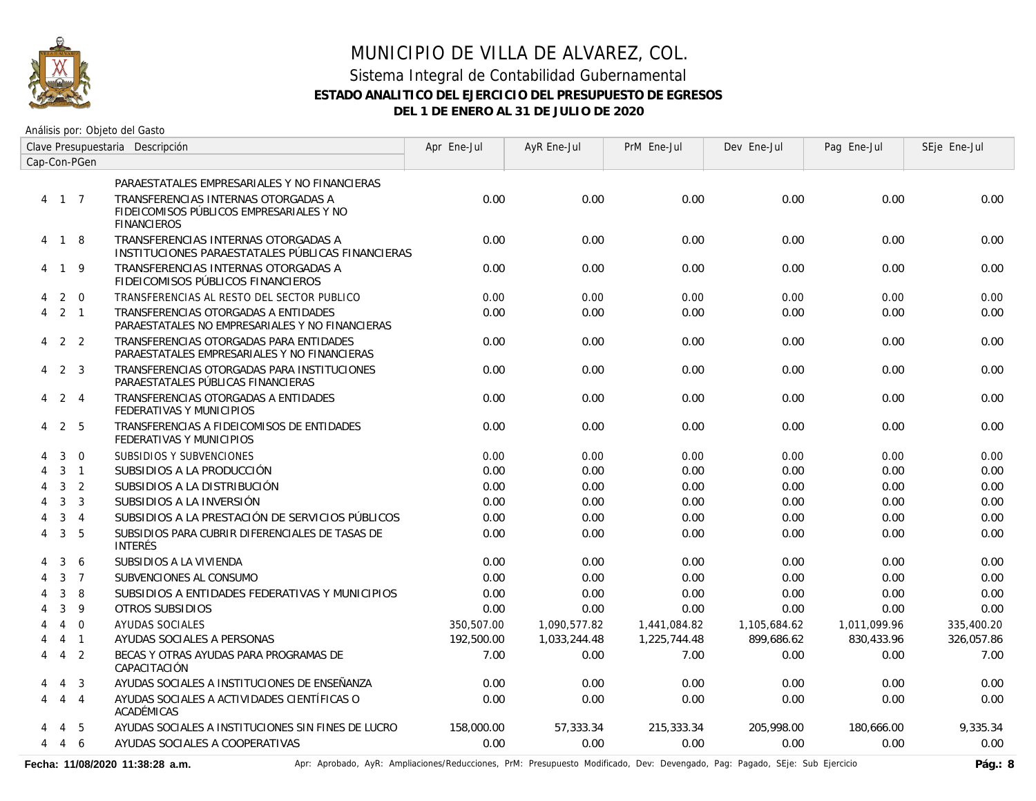# MUNICIPIO DE VILLA DE ALVAREZ, COL.

## Sistema Integral de Contabilidad Gubernamental

### ESTADO ANALITICO DEL EJERCICIO DEL PRESUPUESTO DE EGRESOS

### DEL 1 DE ENERO AL 31 DE JULIO DE 2020

Análisis por: Objeto del Gasto

| Clave Presupuestaria Cap-Con-PGen | Descripción | Apr Ene-Jul | AyR Ene-Jul | PrM Ene-Jul | Dev Ene-Jul | Pag Ene-Jul | SEje Ene-Jul |
|---|---|---|---|---|---|---|---|
| | PARAESTATALES EMPRESARIALES Y NO FINANCIERAS | | | | | | |
| 4 1 7 | TRANSFERENCIAS INTERNAS OTORGADAS A FIDEICOMISOS PÚBLICOS EMPRESARIALES Y NO FINANCIEROS | 0.00 | 0.00 | 0.00 | 0.00 | 0.00 | 0.00 |
| 4 1 8 | TRANSFERENCIAS INTERNAS OTORGADAS A INSTITUCIONES PARAESTATALES PÚBLICAS FINANCIERAS | 0.00 | 0.00 | 0.00 | 0.00 | 0.00 | 0.00 |
| 4 1 9 | TRANSFERENCIAS INTERNAS OTORGADAS A FIDEICOMISOS PÚBLICOS FINANCIEROS | 0.00 | 0.00 | 0.00 | 0.00 | 0.00 | 0.00 |
| 4 2 0 | TRANSFERENCIAS AL RESTO DEL SECTOR PUBLICO | 0.00 | 0.00 | 0.00 | 0.00 | 0.00 | 0.00 |
| 4 2 1 | TRANSFERENCIAS OTORGADAS A ENTIDADES PARAESTATALES NO EMPRESARIALES Y NO FINANCIERAS | 0.00 | 0.00 | 0.00 | 0.00 | 0.00 | 0.00 |
| 4 2 2 | TRANSFERENCIAS OTORGADAS PARA ENTIDADES PARAESTATALES EMPRESARIALES Y NO FINANCIERAS | 0.00 | 0.00 | 0.00 | 0.00 | 0.00 | 0.00 |
| 4 2 3 | TRANSFERENCIAS OTORGADAS PARA INSTITUCIONES PARAESTATALES PÚBLICAS FINANCIERAS | 0.00 | 0.00 | 0.00 | 0.00 | 0.00 | 0.00 |
| 4 2 4 | TRANSFERENCIAS OTORGADAS A ENTIDADES FEDERATIVAS Y MUNICIPIOS | 0.00 | 0.00 | 0.00 | 0.00 | 0.00 | 0.00 |
| 4 2 5 | TRANSFERENCIAS A FIDEICOMISOS DE ENTIDADES FEDERATIVAS Y MUNICIPIOS | 0.00 | 0.00 | 0.00 | 0.00 | 0.00 | 0.00 |
| 4 3 0 | SUBSIDIOS Y SUBVENCIONES | 0.00 | 0.00 | 0.00 | 0.00 | 0.00 | 0.00 |
| 4 3 1 | SUBSIDIOS A LA PRODUCCIÓN | 0.00 | 0.00 | 0.00 | 0.00 | 0.00 | 0.00 |
| 4 3 2 | SUBSIDIOS A LA DISTRIBUCIÓN | 0.00 | 0.00 | 0.00 | 0.00 | 0.00 | 0.00 |
| 4 3 3 | SUBSIDIOS A LA INVERSIÓN | 0.00 | 0.00 | 0.00 | 0.00 | 0.00 | 0.00 |
| 4 3 4 | SUBSIDIOS A LA PRESTACIÓN DE SERVICIOS PÚBLICOS | 0.00 | 0.00 | 0.00 | 0.00 | 0.00 | 0.00 |
| 4 3 5 | SUBSIDIOS PARA CUBRIR DIFERENCIALES DE TASAS DE INTERÉS | 0.00 | 0.00 | 0.00 | 0.00 | 0.00 | 0.00 |
| 4 3 6 | SUBSIDIOS A LA VIVIENDA | 0.00 | 0.00 | 0.00 | 0.00 | 0.00 | 0.00 |
| 4 3 7 | SUBVENCIONES AL CONSUMO | 0.00 | 0.00 | 0.00 | 0.00 | 0.00 | 0.00 |
| 4 3 8 | SUBSIDIOS A ENTIDADES FEDERATIVAS Y MUNICIPIOS | 0.00 | 0.00 | 0.00 | 0.00 | 0.00 | 0.00 |
| 4 3 9 | OTROS SUBSIDIOS | 0.00 | 0.00 | 0.00 | 0.00 | 0.00 | 0.00 |
| 4 4 0 | AYUDAS SOCIALES | 350,507.00 | 1,090,577.82 | 1,441,084.82 | 1,105,684.62 | 1,011,099.96 | 335,400.20 |
| 4 4 1 | AYUDAS SOCIALES A PERSONAS | 192,500.00 | 1,033,244.48 | 1,225,744.48 | 899,686.62 | 830,433.96 | 326,057.86 |
| 4 4 2 | BECAS Y OTRAS AYUDAS PARA PROGRAMAS DE CAPACITACIÓN | 7.00 | 0.00 | 7.00 | 0.00 | 0.00 | 7.00 |
| 4 4 3 | AYUDAS SOCIALES A INSTITUCIONES DE ENSEÑANZA | 0.00 | 0.00 | 0.00 | 0.00 | 0.00 | 0.00 |
| 4 4 4 | AYUDAS SOCIALES A ACTIVIDADES CIENTÍFICAS O ACADÉMICAS | 0.00 | 0.00 | 0.00 | 0.00 | 0.00 | 0.00 |
| 4 4 5 | AYUDAS SOCIALES A INSTITUCIONES SIN FINES DE LUCRO | 158,000.00 | 57,333.34 | 215,333.34 | 205,998.00 | 180,666.00 | 9,335.34 |
| 4 4 6 | AYUDAS SOCIALES A COOPERATIVAS | 0.00 | 0.00 | 0.00 | 0.00 | 0.00 | 0.00 |

Fecha: 11/08/2020 11:38:28 a.m.

Apr: Aprobado, AyR: Ampliaciones/Reducciones, PrM: Presupuesto Modificado, Dev: Devengado, Pag: Pagado, SEje: Sub Ejercicio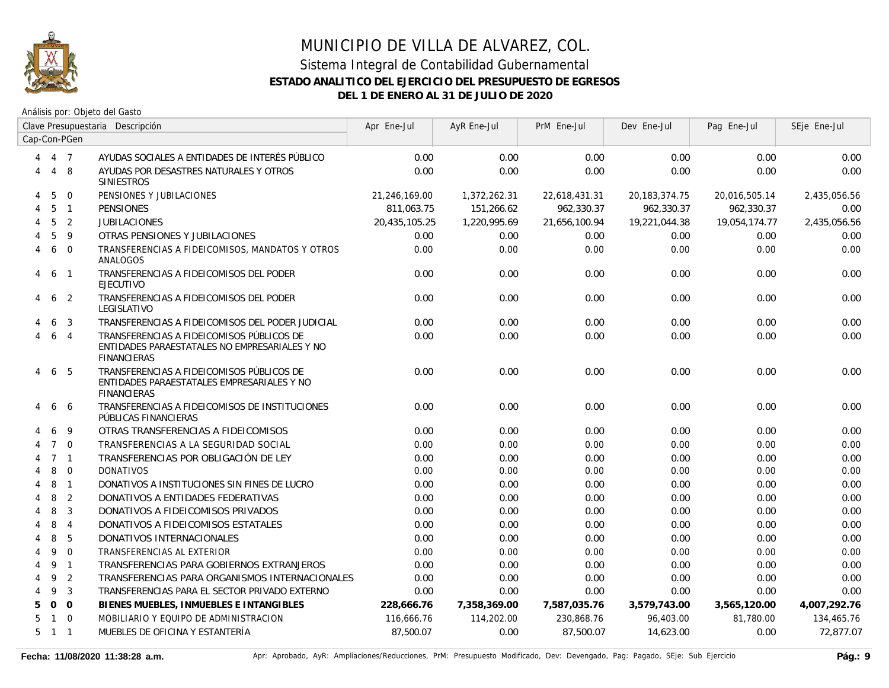# MUNICIPIO DE VILLA DE ALVAREZ, COL.

## Sistema Integral de Contabilidad Gubernamental

### ESTADO ANALITICO DEL EJERCICIO DEL PRESUPUESTO DE EGRESOS

### DEL 1 DE ENERO AL 31 DE JULIO DE 2020

Análisis por: Objeto del Gasto

| Clave Presupuestaria Cap-Con-PGen | | | Descripción | Apr Ene-Jul | AyR Ene-Jul | PrM Ene-Jul | Dev Ene-Jul | Pag Ene-Jul | SEje Ene-Jul |
|---|---|---|---|---|---|---|---|---|---|
| 4 | 4 | 7 | AYUDAS SOCIALES A ENTIDADES DE INTERÉS PÚBLICO | 0.00 | 0.00 | 0.00 | 0.00 | 0.00 | 0.00 |
| 4 | 4 | 8 | AYUDAS POR DESASTRES NATURALES Y OTROS SINIESTROS | 0.00 | 0.00 | 0.00 | 0.00 | 0.00 | 0.00 |
| 4 | 5 | 0 | PENSIONES Y JUBILACIONES | 21,246,169.00 | 1,372,262.31 | 22,618,431.31 | 20,183,374.75 | 20,016,505.14 | 2,435,056.56 |
| 4 | 5 | 1 | PENSIONES | 811,063.75 | 151,266.62 | 962,330.37 | 962,330.37 | 962,330.37 | 0.00 |
| 4 | 5 | 2 | JUBILACIONES | 20,435,105.25 | 1,220,995.69 | 21,656,100.94 | 19,221,044.38 | 19,054,174.77 | 2,435,056.56 |
| 4 | 5 | 9 | OTRAS PENSIONES Y JUBILACIONES | 0.00 | 0.00 | 0.00 | 0.00 | 0.00 | 0.00 |
| 4 | 6 | 0 | TRANSFERENCIAS A FIDEICOMISOS, MANDATOS Y OTROS ANALOGOS | 0.00 | 0.00 | 0.00 | 0.00 | 0.00 | 0.00 |
| 4 | 6 | 1 | TRANSFERENCIAS A FIDEICOMISOS DEL PODER EJECUTIVO | 0.00 | 0.00 | 0.00 | 0.00 | 0.00 | 0.00 |
| 4 | 6 | 2 | TRANSFERENCIAS A FIDEICOMISOS DEL PODER LEGISLATIVO | 0.00 | 0.00 | 0.00 | 0.00 | 0.00 | 0.00 |
| 4 | 6 | 3 | TRANSFERENCIAS A FIDEICOMISOS DEL PODER JUDICIAL | 0.00 | 0.00 | 0.00 | 0.00 | 0.00 | 0.00 |
| 4 | 6 | 4 | TRANSFERENCIAS A FIDEICOMISOS PÚBLICOS DE ENTIDADES PARAESTATALES NO EMPRESARIALES Y NO FINANCIERAS | 0.00 | 0.00 | 0.00 | 0.00 | 0.00 | 0.00 |
| 4 | 6 | 5 | TRANSFERENCIAS A FIDEICOMISOS PÚBLICOS DE ENTIDADES PARAESTATALES EMPRESARIALES Y NO FINANCIERAS | 0.00 | 0.00 | 0.00 | 0.00 | 0.00 | 0.00 |
| 4 | 6 | 6 | TRANSFERENCIAS A FIDEICOMISOS DE INSTITUCIONES PÚBLICAS FINANCIERAS | 0.00 | 0.00 | 0.00 | 0.00 | 0.00 | 0.00 |
| 4 | 6 | 9 | OTRAS TRANSFERENCIAS A FIDEICOMISOS | 0.00 | 0.00 | 0.00 | 0.00 | 0.00 | 0.00 |
| 4 | 7 | 0 | TRANSFERENCIAS A LA SEGURIDAD SOCIAL | 0.00 | 0.00 | 0.00 | 0.00 | 0.00 | 0.00 |
| 4 | 7 | 1 | TRANSFERENCIAS POR OBLIGACIÓN DE LEY | 0.00 | 0.00 | 0.00 | 0.00 | 0.00 | 0.00 |
| 4 | 8 | 0 | DONATIVOS | 0.00 | 0.00 | 0.00 | 0.00 | 0.00 | 0.00 |
| 4 | 8 | 1 | DONATIVOS A INSTITUCIONES SIN FINES DE LUCRO | 0.00 | 0.00 | 0.00 | 0.00 | 0.00 | 0.00 |
| 4 | 8 | 2 | DONATIVOS A ENTIDADES FEDERATIVAS | 0.00 | 0.00 | 0.00 | 0.00 | 0.00 | 0.00 |
| 4 | 8 | 3 | DONATIVOS A FIDEICOMISOS PRIVADOS | 0.00 | 0.00 | 0.00 | 0.00 | 0.00 | 0.00 |
| 4 | 8 | 4 | DONATIVOS A FIDEICOMISOS ESTATALES | 0.00 | 0.00 | 0.00 | 0.00 | 0.00 | 0.00 |
| 4 | 8 | 5 | DONATIVOS INTERNACIONALES | 0.00 | 0.00 | 0.00 | 0.00 | 0.00 | 0.00 |
| 4 | 9 | 0 | TRANSFERENCIAS AL EXTERIOR | 0.00 | 0.00 | 0.00 | 0.00 | 0.00 | 0.00 |
| 4 | 9 | 1 | TRANSFERENCIAS PARA GOBIERNOS EXTRANJEROS | 0.00 | 0.00 | 0.00 | 0.00 | 0.00 | 0.00 |
| 4 | 9 | 2 | TRANSFERENCIAS PARA ORGANISMOS INTERNACIONALES | 0.00 | 0.00 | 0.00 | 0.00 | 0.00 | 0.00 |
| 4 | 9 | 3 | TRANSFERENCIAS PARA EL SECTOR PRIVADO EXTERNO | 0.00 | 0.00 | 0.00 | 0.00 | 0.00 | 0.00 |
| **5** | **0** | **0** | **BIENES MUEBLES, INMUEBLES E INTANGIBLES** | **228,666.76** | **7,358,369.00** | **7,587,035.76** | **3,579,743.00** | **3,565,120.00** | **4,007,292.76** |
| 5 | 1 | 0 | MOBILIARIO Y EQUIPO DE ADMINISTRACION | 116,666.76 | 114,202.00 | 230,868.76 | 96,403.00 | 81,780.00 | 134,465.76 |
| 5 | 1 | 1 | MUEBLES DE OFICINA Y ESTANTERÍA | 87,500.07 | 0.00 | 87,500.07 | 14,623.00 | 0.00 | 72,877.07 |

Fecha: 11/08/2020 11:38:28 a.m.

Apr: Aprobado, AyR: Ampliaciones/Reducciones, PrM: Presupuesto Modificado, Dev: Devengado, Pag: Pagado, SEje: Sub Ejercicio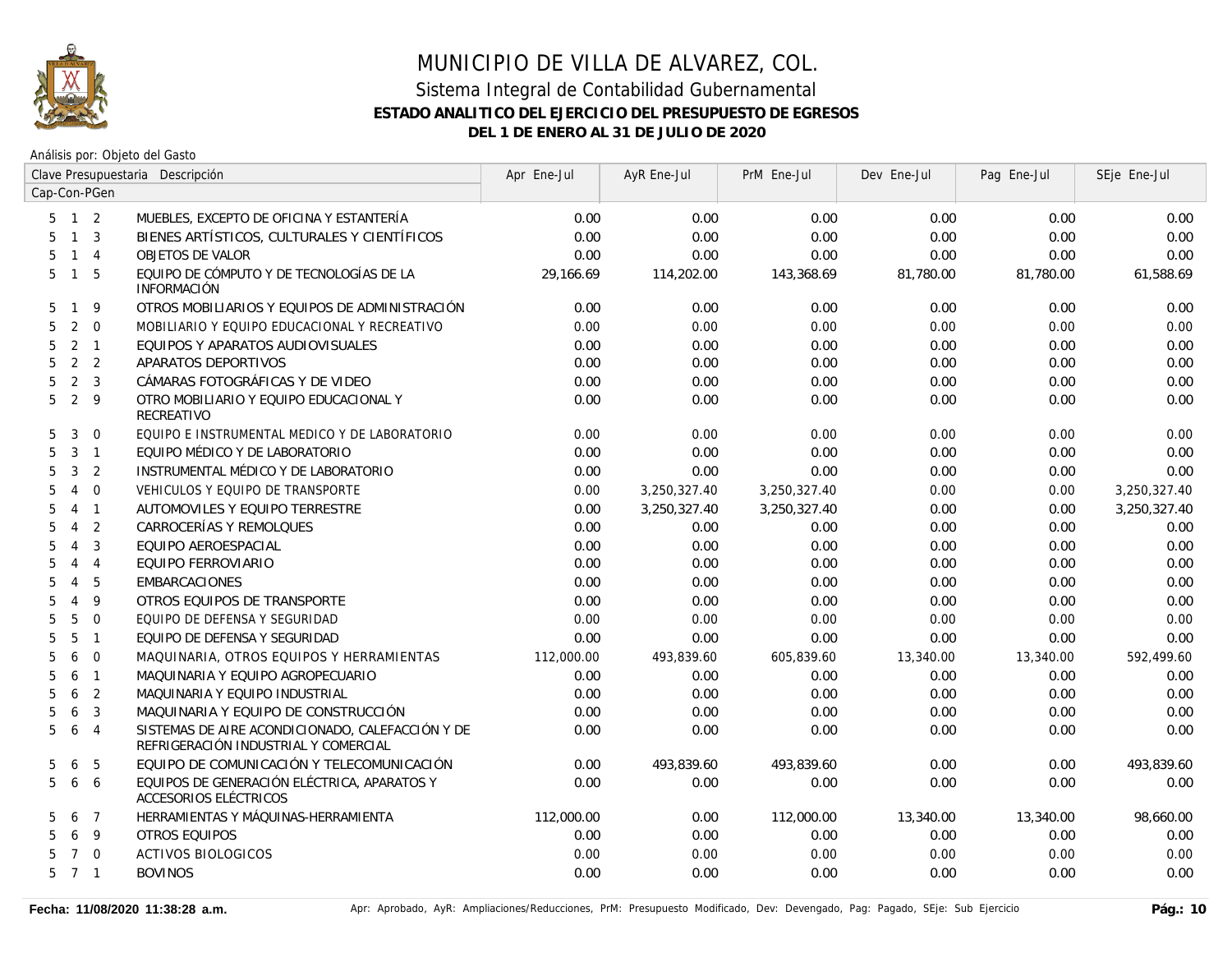# MUNICIPIO DE VILLA DE ALVAREZ, COL.

## Sistema Integral de Contabilidad Gubernamental

### ESTADO ANALITICO DEL EJERCICIO DEL PRESUPUESTO DE EGRESOS

### DEL 1 DE ENERO AL 31 DE JULIO DE 2020

Análisis por: Objeto del Gasto

| Cap | Con | PGen | Descripción | Apr Ene-Jul | AyR Ene-Jul | PrM Ene-Jul | Dev Ene-Jul | Pag Ene-Jul | SEje Ene-Jul |
|---|---|---|---|---|---|---|---|---|---|
| 5 | 1 | 2 | MUEBLES, EXCEPTO DE OFICINA Y ESTANTERÍA | 0.00 | 0.00 | 0.00 | 0.00 | 0.00 | 0.00 |
| 5 | 1 | 3 | BIENES ARTÍSTICOS, CULTURALES Y CIENTÍFICOS | 0.00 | 0.00 | 0.00 | 0.00 | 0.00 | 0.00 |
| 5 | 1 | 4 | OBJETOS DE VALOR | 0.00 | 0.00 | 0.00 | 0.00 | 0.00 | 0.00 |
| 5 | 1 | 5 | EQUIPO DE CÓMPUTO Y DE TECNOLOGÍAS DE LA INFORMACIÓN | 29,166.69 | 114,202.00 | 143,368.69 | 81,780.00 | 81,780.00 | 61,588.69 |
| 5 | 1 | 9 | OTROS MOBILIARIOS Y EQUIPOS DE ADMINISTRACIÓN | 0.00 | 0.00 | 0.00 | 0.00 | 0.00 | 0.00 |
| 5 | 2 | 0 | MOBILIARIO Y EQUIPO EDUCACIONAL Y RECREATIVO | 0.00 | 0.00 | 0.00 | 0.00 | 0.00 | 0.00 |
| 5 | 2 | 1 | EQUIPOS Y APARATOS AUDIOVISUALES | 0.00 | 0.00 | 0.00 | 0.00 | 0.00 | 0.00 |
| 5 | 2 | 2 | APARATOS DEPORTIVOS | 0.00 | 0.00 | 0.00 | 0.00 | 0.00 | 0.00 |
| 5 | 2 | 3 | CÁMARAS FOTOGRÁFICAS Y DE VIDEO | 0.00 | 0.00 | 0.00 | 0.00 | 0.00 | 0.00 |
| 5 | 2 | 9 | OTRO MOBILIARIO Y EQUIPO EDUCACIONAL Y RECREATIVO | 0.00 | 0.00 | 0.00 | 0.00 | 0.00 | 0.00 |
| 5 | 3 | 0 | EQUIPO E INSTRUMENTAL MEDICO Y DE LABORATORIO | 0.00 | 0.00 | 0.00 | 0.00 | 0.00 | 0.00 |
| 5 | 3 | 1 | EQUIPO MÉDICO Y DE LABORATORIO | 0.00 | 0.00 | 0.00 | 0.00 | 0.00 | 0.00 |
| 5 | 3 | 2 | INSTRUMENTAL MÉDICO Y DE LABORATORIO | 0.00 | 0.00 | 0.00 | 0.00 | 0.00 | 0.00 |
| 5 | 4 | 0 | VEHICULOS Y EQUIPO DE TRANSPORTE | 0.00 | 3,250,327.40 | 3,250,327.40 | 0.00 | 0.00 | 3,250,327.40 |
| 5 | 4 | 1 | AUTOMOVILES Y EQUIPO TERRESTRE | 0.00 | 3,250,327.40 | 3,250,327.40 | 0.00 | 0.00 | 3,250,327.40 |
| 5 | 4 | 2 | CARROCERÍAS Y REMOLQUES | 0.00 | 0.00 | 0.00 | 0.00 | 0.00 | 0.00 |
| 5 | 4 | 3 | EQUIPO AEROESPACIAL | 0.00 | 0.00 | 0.00 | 0.00 | 0.00 | 0.00 |
| 5 | 4 | 4 | EQUIPO FERROVIARIO | 0.00 | 0.00 | 0.00 | 0.00 | 0.00 | 0.00 |
| 5 | 4 | 5 | EMBARCACIONES | 0.00 | 0.00 | 0.00 | 0.00 | 0.00 | 0.00 |
| 5 | 4 | 9 | OTROS EQUIPOS DE TRANSPORTE | 0.00 | 0.00 | 0.00 | 0.00 | 0.00 | 0.00 |
| 5 | 5 | 0 | EQUIPO DE DEFENSA Y SEGURIDAD | 0.00 | 0.00 | 0.00 | 0.00 | 0.00 | 0.00 |
| 5 | 5 | 1 | EQUIPO DE DEFENSA Y SEGURIDAD | 0.00 | 0.00 | 0.00 | 0.00 | 0.00 | 0.00 |
| 5 | 6 | 0 | MAQUINARIA, OTROS EQUIPOS Y HERRAMIENTAS | 112,000.00 | 493,839.60 | 605,839.60 | 13,340.00 | 13,340.00 | 592,499.60 |
| 5 | 6 | 1 | MAQUINARIA Y EQUIPO AGROPECUARIO | 0.00 | 0.00 | 0.00 | 0.00 | 0.00 | 0.00 |
| 5 | 6 | 2 | MAQUINARIA Y EQUIPO INDUSTRIAL | 0.00 | 0.00 | 0.00 | 0.00 | 0.00 | 0.00 |
| 5 | 6 | 3 | MAQUINARIA Y EQUIPO DE CONSTRUCCIÓN | 0.00 | 0.00 | 0.00 | 0.00 | 0.00 | 0.00 |
| 5 | 6 | 4 | SISTEMAS DE AIRE ACONDICIONADO, CALEFACCIÓN Y DE REFRIGERACIÓN INDUSTRIAL Y COMERCIAL | 0.00 | 0.00 | 0.00 | 0.00 | 0.00 | 0.00 |
| 5 | 6 | 5 | EQUIPO DE COMUNICACIÓN Y TELECOMUNICACIÓN | 0.00 | 493,839.60 | 493,839.60 | 0.00 | 0.00 | 493,839.60 |
| 5 | 6 | 6 | EQUIPOS DE GENERACIÓN ELÉCTRICA, APARATOS Y ACCESORIOS ELÉCTRICOS | 0.00 | 0.00 | 0.00 | 0.00 | 0.00 | 0.00 |
| 5 | 6 | 7 | HERRAMIENTAS Y MÁQUINAS-HERRAMIENTA | 112,000.00 | 0.00 | 112,000.00 | 13,340.00 | 13,340.00 | 98,660.00 |
| 5 | 6 | 9 | OTROS EQUIPOS | 0.00 | 0.00 | 0.00 | 0.00 | 0.00 | 0.00 |
| 5 | 7 | 0 | ACTIVOS BIOLOGICOS | 0.00 | 0.00 | 0.00 | 0.00 | 0.00 | 0.00 |
| 5 | 7 | 1 | BOVINOS | 0.00 | 0.00 | 0.00 | 0.00 | 0.00 | 0.00 |

Fecha: 11/08/2020 11:38:28 a.m.

Apr: Aprobado, AyR: Ampliaciones/Reducciones, PrM: Presupuesto Modificado, Dev: Devengado, Pag: Pagado, SEje: Sub Ejercicio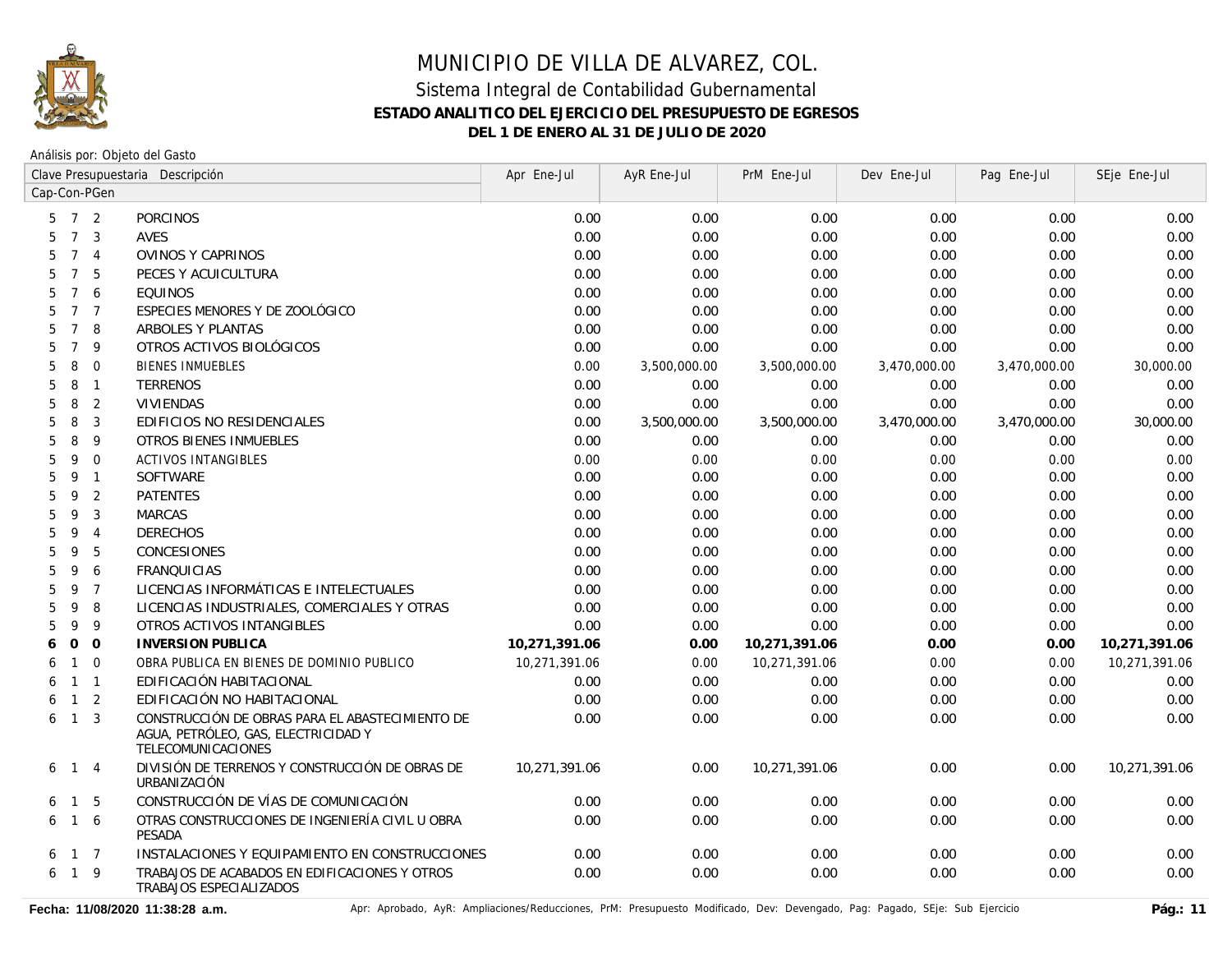# MUNICIPIO DE VILLA DE ALVAREZ, COL.

## Sistema Integral de Contabilidad Gubernamental

### ESTADO ANALITICO DEL EJERCICIO DEL PRESUPUESTO DE EGRESOS

### DEL 1 DE ENERO AL 31 DE JULIO DE 2020

Análisis por: Objeto del Gasto

| Clave Presupuestaria Cap-Con-PGen | Descripción | Apr Ene-Jul | AyR Ene-Jul | PrM Ene-Jul | Dev Ene-Jul | Pag Ene-Jul | SEje Ene-Jul |
|---|---|---|---|---|---|---|---|
| 5 7 2 | PORCINOS | 0.00 | 0.00 | 0.00 | 0.00 | 0.00 | 0.00 |
| 5 7 3 | AVES | 0.00 | 0.00 | 0.00 | 0.00 | 0.00 | 0.00 |
| 5 7 4 | OVINOS Y CAPRINOS | 0.00 | 0.00 | 0.00 | 0.00 | 0.00 | 0.00 |
| 5 7 5 | PECES Y ACUICULTURA | 0.00 | 0.00 | 0.00 | 0.00 | 0.00 | 0.00 |
| 5 7 6 | EQUINOS | 0.00 | 0.00 | 0.00 | 0.00 | 0.00 | 0.00 |
| 5 7 7 | ESPECIES MENORES Y DE ZOOLÓGICO | 0.00 | 0.00 | 0.00 | 0.00 | 0.00 | 0.00 |
| 5 7 8 | ARBOLES Y PLANTAS | 0.00 | 0.00 | 0.00 | 0.00 | 0.00 | 0.00 |
| 5 7 9 | OTROS ACTIVOS BIOLÓGICOS | 0.00 | 0.00 | 0.00 | 0.00 | 0.00 | 0.00 |
| 5 8 0 | BIENES INMUEBLES | 0.00 | 3,500,000.00 | 3,500,000.00 | 3,470,000.00 | 3,470,000.00 | 30,000.00 |
| 5 8 1 | TERRENOS | 0.00 | 0.00 | 0.00 | 0.00 | 0.00 | 0.00 |
| 5 8 2 | VIVIENDAS | 0.00 | 0.00 | 0.00 | 0.00 | 0.00 | 0.00 |
| 5 8 3 | EDIFICIOS NO RESIDENCIALES | 0.00 | 3,500,000.00 | 3,500,000.00 | 3,470,000.00 | 3,470,000.00 | 30,000.00 |
| 5 8 9 | OTROS BIENES INMUEBLES | 0.00 | 0.00 | 0.00 | 0.00 | 0.00 | 0.00 |
| 5 9 0 | ACTIVOS INTANGIBLES | 0.00 | 0.00 | 0.00 | 0.00 | 0.00 | 0.00 |
| 5 9 1 | SOFTWARE | 0.00 | 0.00 | 0.00 | 0.00 | 0.00 | 0.00 |
| 5 9 2 | PATENTES | 0.00 | 0.00 | 0.00 | 0.00 | 0.00 | 0.00 |
| 5 9 3 | MARCAS | 0.00 | 0.00 | 0.00 | 0.00 | 0.00 | 0.00 |
| 5 9 4 | DERECHOS | 0.00 | 0.00 | 0.00 | 0.00 | 0.00 | 0.00 |
| 5 9 5 | CONCESIONES | 0.00 | 0.00 | 0.00 | 0.00 | 0.00 | 0.00 |
| 5 9 6 | FRANQUICIAS | 0.00 | 0.00 | 0.00 | 0.00 | 0.00 | 0.00 |
| 5 9 7 | LICENCIAS INFORMÁTICAS E INTELECTUALES | 0.00 | 0.00 | 0.00 | 0.00 | 0.00 | 0.00 |
| 5 9 8 | LICENCIAS INDUSTRIALES, COMERCIALES Y OTRAS | 0.00 | 0.00 | 0.00 | 0.00 | 0.00 | 0.00 |
| 5 9 9 | OTROS ACTIVOS INTANGIBLES | 0.00 | 0.00 | 0.00 | 0.00 | 0.00 | 0.00 |
| **6 0 0** | **INVERSION PUBLICA** | **10,271,391.06** | **0.00** | **10,271,391.06** | **0.00** | **0.00** | **10,271,391.06** |
| 6 1 0 | OBRA PUBLICA EN BIENES DE DOMINIO PUBLICO | 10,271,391.06 | 0.00 | 10,271,391.06 | 0.00 | 0.00 | 10,271,391.06 |
| 6 1 1 | EDIFICACIÓN HABITACIONAL | 0.00 | 0.00 | 0.00 | 0.00 | 0.00 | 0.00 |
| 6 1 2 | EDIFICACIÓN NO HABITACIONAL | 0.00 | 0.00 | 0.00 | 0.00 | 0.00 | 0.00 |
| 6 1 3 | CONSTRUCCIÓN DE OBRAS PARA EL ABASTECIMIENTO DE AGUA, PETRÓLEO, GAS, ELECTRICIDAD Y TELECOMUNICACIONES | 0.00 | 0.00 | 0.00 | 0.00 | 0.00 | 0.00 |
| 6 1 4 | DIVISIÓN DE TERRENOS Y CONSTRUCCIÓN DE OBRAS DE URBANIZACIÓN | 10,271,391.06 | 0.00 | 10,271,391.06 | 0.00 | 0.00 | 10,271,391.06 |
| 6 1 5 | CONSTRUCCIÓN DE VÍAS DE COMUNICACIÓN | 0.00 | 0.00 | 0.00 | 0.00 | 0.00 | 0.00 |
| 6 1 6 | OTRAS CONSTRUCCIONES DE INGENIERÍA CIVIL U OBRA PESADA | 0.00 | 0.00 | 0.00 | 0.00 | 0.00 | 0.00 |
| 6 1 7 | INSTALACIONES Y EQUIPAMIENTO EN CONSTRUCCIONES | 0.00 | 0.00 | 0.00 | 0.00 | 0.00 | 0.00 |
| 6 1 9 | TRABAJOS DE ACABADOS EN EDIFICACIONES Y OTROS TRABAJOS ESPECIALIZADOS | 0.00 | 0.00 | 0.00 | 0.00 | 0.00 | 0.00 |

**Fecha: 11/08/2020 11:38:28 a.m.** Apr: Aprobado, AyR: Ampliaciones/Reducciones, PrM: Presupuesto Modificado, Dev: Devengado, Pag: Pagado, SEje: Sub Ejercicio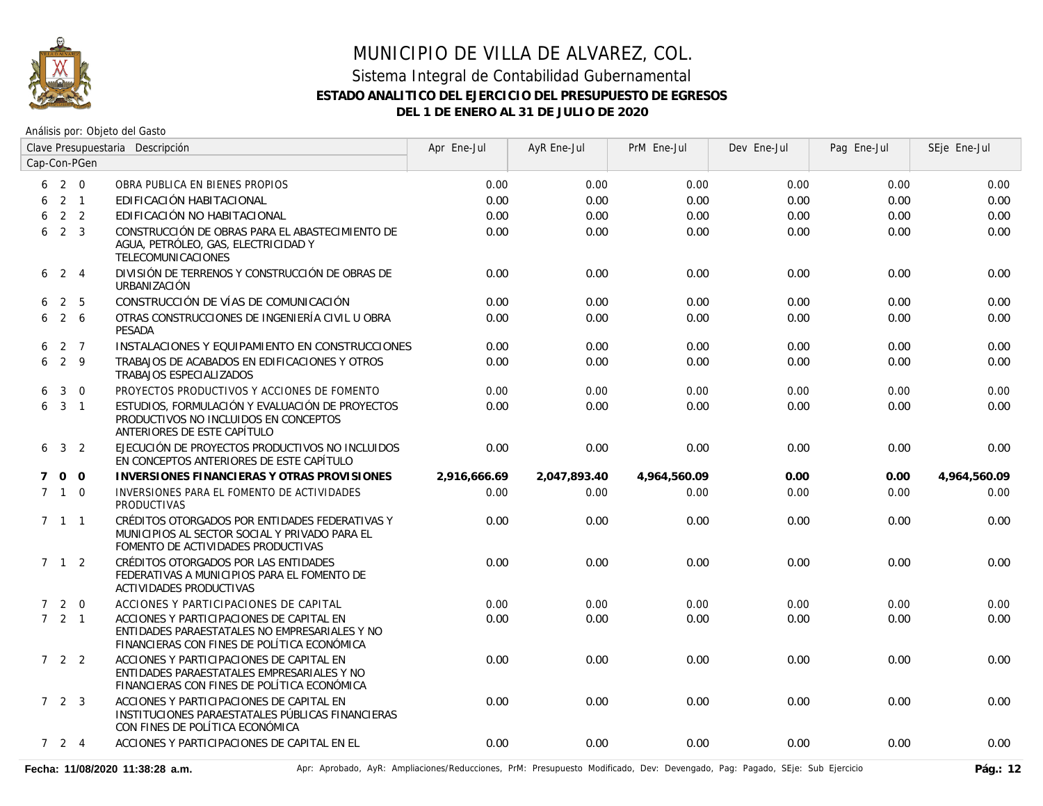# MUNICIPIO DE VILLA DE ALVAREZ, COL.

## Sistema Integral de Contabilidad Gubernamental

### ESTADO ANALITICO DEL EJERCICIO DEL PRESUPUESTO DE EGRESOS

### DEL 1 DE ENERO AL 31 DE JULIO DE 2020

Análisis por: Objeto del Gasto

| Clave Presupuestaria Cap-Con-PGen | Descripción | Apr Ene-Jul | AyR Ene-Jul | PrM Ene-Jul | Dev Ene-Jul | Pag Ene-Jul | SEje Ene-Jul |
|---|---|---|---|---|---|---|---|
| 6 2 0 | OBRA PUBLICA EN BIENES PROPIOS | 0.00 | 0.00 | 0.00 | 0.00 | 0.00 | 0.00 |
| 6 2 1 | EDIFICACIÓN HABITACIONAL | 0.00 | 0.00 | 0.00 | 0.00 | 0.00 | 0.00 |
| 6 2 2 | EDIFICACIÓN NO HABITACIONAL | 0.00 | 0.00 | 0.00 | 0.00 | 0.00 | 0.00 |
| 6 2 3 | CONSTRUCCIÓN DE OBRAS PARA EL ABASTECIMIENTO DE AGUA, PETRÓLEO, GAS, ELECTRICIDAD Y TELECOMUNICACIONES | 0.00 | 0.00 | 0.00 | 0.00 | 0.00 | 0.00 |
| 6 2 4 | DIVISIÓN DE TERRENOS Y CONSTRUCCIÓN DE OBRAS DE URBANIZACIÓN | 0.00 | 0.00 | 0.00 | 0.00 | 0.00 | 0.00 |
| 6 2 5 | CONSTRUCCIÓN DE VÍAS DE COMUNICACIÓN | 0.00 | 0.00 | 0.00 | 0.00 | 0.00 | 0.00 |
| 6 2 6 | OTRAS CONSTRUCCIONES DE INGENIERÍA CIVIL U OBRA PESADA | 0.00 | 0.00 | 0.00 | 0.00 | 0.00 | 0.00 |
| 6 2 7 | INSTALACIONES Y EQUIPAMIENTO EN CONSTRUCCIONES | 0.00 | 0.00 | 0.00 | 0.00 | 0.00 | 0.00 |
| 6 2 9 | TRABAJOS DE ACABADOS EN EDIFICACIONES Y OTROS TRABAJOS ESPECIALIZADOS | 0.00 | 0.00 | 0.00 | 0.00 | 0.00 | 0.00 |
| 6 3 0 | PROYECTOS PRODUCTIVOS Y ACCIONES DE FOMENTO | 0.00 | 0.00 | 0.00 | 0.00 | 0.00 | 0.00 |
| 6 3 1 | ESTUDIOS, FORMULACIÓN Y EVALUACIÓN DE PROYECTOS PRODUCTIVOS NO INCLUIDOS EN CONCEPTOS ANTERIORES DE ESTE CAPÍTULO | 0.00 | 0.00 | 0.00 | 0.00 | 0.00 | 0.00 |
| 6 3 2 | EJECUCIÓN DE PROYECTOS PRODUCTIVOS NO INCLUIDOS EN CONCEPTOS ANTERIORES DE ESTE CAPÍTULO | 0.00 | 0.00 | 0.00 | 0.00 | 0.00 | 0.00 |
| **7 0 0** | **INVERSIONES FINANCIERAS Y OTRAS PROVISIONES** | **2,916,666.69** | **2,047,893.40** | **4,964,560.09** | **0.00** | **0.00** | **4,964,560.09** |
| 7 1 0 | INVERSIONES PARA EL FOMENTO DE ACTIVIDADES PRODUCTIVAS | 0.00 | 0.00 | 0.00 | 0.00 | 0.00 | 0.00 |
| 7 1 1 | CRÉDITOS OTORGADOS POR ENTIDADES FEDERATIVAS Y MUNICIPIOS AL SECTOR SOCIAL Y PRIVADO PARA EL FOMENTO DE ACTIVIDADES PRODUCTIVAS | 0.00 | 0.00 | 0.00 | 0.00 | 0.00 | 0.00 |
| 7 1 2 | CRÉDITOS OTORGADOS POR LAS ENTIDADES FEDERATIVAS A MUNICIPIOS PARA EL FOMENTO DE ACTIVIDADES PRODUCTIVAS | 0.00 | 0.00 | 0.00 | 0.00 | 0.00 | 0.00 |
| 7 2 0 | ACCIONES Y PARTICIPACIONES DE CAPITAL | 0.00 | 0.00 | 0.00 | 0.00 | 0.00 | 0.00 |
| 7 2 1 | ACCIONES Y PARTICIPACIONES DE CAPITAL EN ENTIDADES PARAESTATALES NO EMPRESARIALES Y NO FINANCIERAS CON FINES DE POLÍTICA ECONÓMICA | 0.00 | 0.00 | 0.00 | 0.00 | 0.00 | 0.00 |
| 7 2 2 | ACCIONES Y PARTICIPACIONES DE CAPITAL EN ENTIDADES PARAESTATALES EMPRESARIALES Y NO FINANCIERAS CON FINES DE POLÍTICA ECONÓMICA | 0.00 | 0.00 | 0.00 | 0.00 | 0.00 | 0.00 |
| 7 2 3 | ACCIONES Y PARTICIPACIONES DE CAPITAL EN INSTITUCIONES PARAESTATALES PÚBLICAS FINANCIERAS CON FINES DE POLÍTICA ECONÓMICA | 0.00 | 0.00 | 0.00 | 0.00 | 0.00 | 0.00 |
| 7 2 4 | ACCIONES Y PARTICIPACIONES DE CAPITAL EN EL | 0.00 | 0.00 | 0.00 | 0.00 | 0.00 | 0.00 |

Fecha: 11/08/2020 11:38:28 a.m.

Apr: Aprobado, AyR: Ampliaciones/Reducciones, PrM: Presupuesto Modificado, Dev: Devengado, Pag: Pagado, SEje: Sub Ejercicio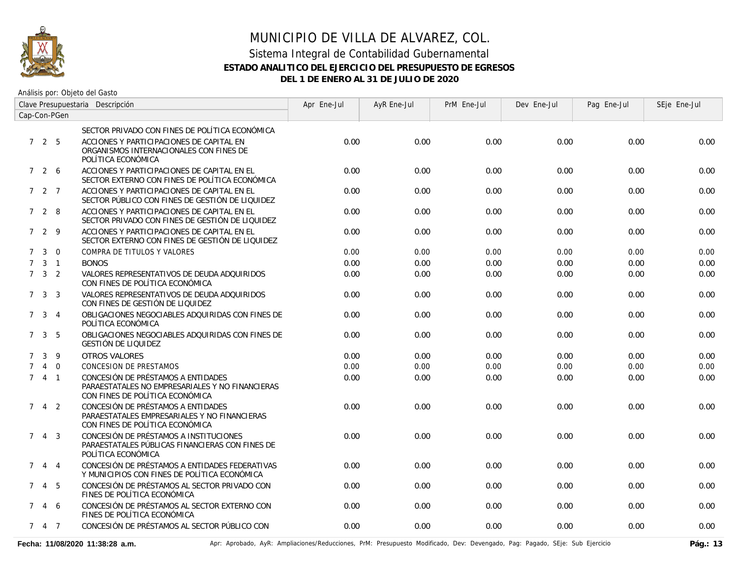# MUNICIPIO DE VILLA DE ALVAREZ, COL.

## Sistema Integral de Contabilidad Gubernamental

### ESTADO ANALITICO DEL EJERCICIO DEL PRESUPUESTO DE EGRESOS

### DEL 1 DE ENERO AL 31 DE JULIO DE 2020

Análisis por: Objeto del Gasto

| Clave Presupuestaria Cap-Con-PGen | Descripción | Apr Ene-Jul | AyR Ene-Jul | PrM Ene-Jul | Dev Ene-Jul | Pag Ene-Jul | SEje Ene-Jul |
|---|---|---|---|---|---|---|---|
| | SECTOR PRIVADO CON FINES DE POLÍTICA ECONÓMICA | | | | | | |
| 7 2 5 | ACCIONES Y PARTICIPACIONES DE CAPITAL EN ORGANISMOS INTERNACIONALES CON FINES DE POLÍTICA ECONÓMICA | 0.00 | 0.00 | 0.00 | 0.00 | 0.00 | 0.00 |
| 7 2 6 | ACCIONES Y PARTICIPACIONES DE CAPITAL EN EL SECTOR EXTERNO CON FINES DE POLÍTICA ECONÓMICA | 0.00 | 0.00 | 0.00 | 0.00 | 0.00 | 0.00 |
| 7 2 7 | ACCIONES Y PARTICIPACIONES DE CAPITAL EN EL SECTOR PÚBLICO CON FINES DE GESTIÓN DE LIQUIDEZ | 0.00 | 0.00 | 0.00 | 0.00 | 0.00 | 0.00 |
| 7 2 8 | ACCIONES Y PARTICIPACIONES DE CAPITAL EN EL SECTOR PRIVADO CON FINES DE GESTIÓN DE LIQUIDEZ | 0.00 | 0.00 | 0.00 | 0.00 | 0.00 | 0.00 |
| 7 2 9 | ACCIONES Y PARTICIPACIONES DE CAPITAL EN EL SECTOR EXTERNO CON FINES DE GESTIÓN DE LIQUIDEZ | 0.00 | 0.00 | 0.00 | 0.00 | 0.00 | 0.00 |
| 7 3 0 | COMPRA DE TITULOS Y VALORES | 0.00 | 0.00 | 0.00 | 0.00 | 0.00 | 0.00 |
| 7 3 1 | BONOS | 0.00 | 0.00 | 0.00 | 0.00 | 0.00 | 0.00 |
| 7 3 2 | VALORES REPRESENTATIVOS DE DEUDA ADQUIRIDOS CON FINES DE POLÍTICA ECONÓMICA | 0.00 | 0.00 | 0.00 | 0.00 | 0.00 | 0.00 |
| 7 3 3 | VALORES REPRESENTATIVOS DE DEUDA ADQUIRIDOS CON FINES DE GESTIÓN DE LIQUIDEZ | 0.00 | 0.00 | 0.00 | 0.00 | 0.00 | 0.00 |
| 7 3 4 | OBLIGACIONES NEGOCIABLES ADQUIRIDAS CON FINES DE POLÍTICA ECONÓMICA | 0.00 | 0.00 | 0.00 | 0.00 | 0.00 | 0.00 |
| 7 3 5 | OBLIGACIONES NEGOCIABLES ADQUIRIDAS CON FINES DE GESTIÓN DE LIQUIDEZ | 0.00 | 0.00 | 0.00 | 0.00 | 0.00 | 0.00 |
| 7 3 9 | OTROS VALORES | 0.00 | 0.00 | 0.00 | 0.00 | 0.00 | 0.00 |
| 7 4 0 | CONCESION DE PRESTAMOS | 0.00 | 0.00 | 0.00 | 0.00 | 0.00 | 0.00 |
| 7 4 1 | CONCESIÓN DE PRÉSTAMOS A ENTIDADES PARAESTATALES NO EMPRESARIALES Y NO FINANCIERAS CON FINES DE POLÍTICA ECONÓMICA | 0.00 | 0.00 | 0.00 | 0.00 | 0.00 | 0.00 |
| 7 4 2 | CONCESIÓN DE PRÉSTAMOS A ENTIDADES PARAESTATALES EMPRESARIALES Y NO FINANCIERAS CON FINES DE POLÍTICA ECONÓMICA | 0.00 | 0.00 | 0.00 | 0.00 | 0.00 | 0.00 |
| 7 4 3 | CONCESIÓN DE PRÉSTAMOS A INSTITUCIONES PARAESTATALES PÚBLICAS FINANCIERAS CON FINES DE POLÍTICA ECONÓMICA | 0.00 | 0.00 | 0.00 | 0.00 | 0.00 | 0.00 |
| 7 4 4 | CONCESIÓN DE PRÉSTAMOS A ENTIDADES FEDERATIVAS Y MUNICIPIOS CON FINES DE POLÍTICA ECONÓMICA | 0.00 | 0.00 | 0.00 | 0.00 | 0.00 | 0.00 |
| 7 4 5 | CONCESIÓN DE PRÉSTAMOS AL SECTOR PRIVADO CON FINES DE POLÍTICA ECONÓMICA | 0.00 | 0.00 | 0.00 | 0.00 | 0.00 | 0.00 |
| 7 4 6 | CONCESIÓN DE PRÉSTAMOS AL SECTOR EXTERNO CON FINES DE POLÍTICA ECONÓMICA | 0.00 | 0.00 | 0.00 | 0.00 | 0.00 | 0.00 |
| 7 4 7 | CONCESIÓN DE PRÉSTAMOS AL SECTOR PÚBLICO CON | 0.00 | 0.00 | 0.00 | 0.00 | 0.00 | 0.00 |

**Fecha: 11/08/2020 11:38:28 a.m.** Apr: Aprobado, AyR: Ampliaciones/Reducciones, PrM: Presupuesto Modificado, Dev: Devengado, Pag: Pagado, SEje: Sub Ejercicio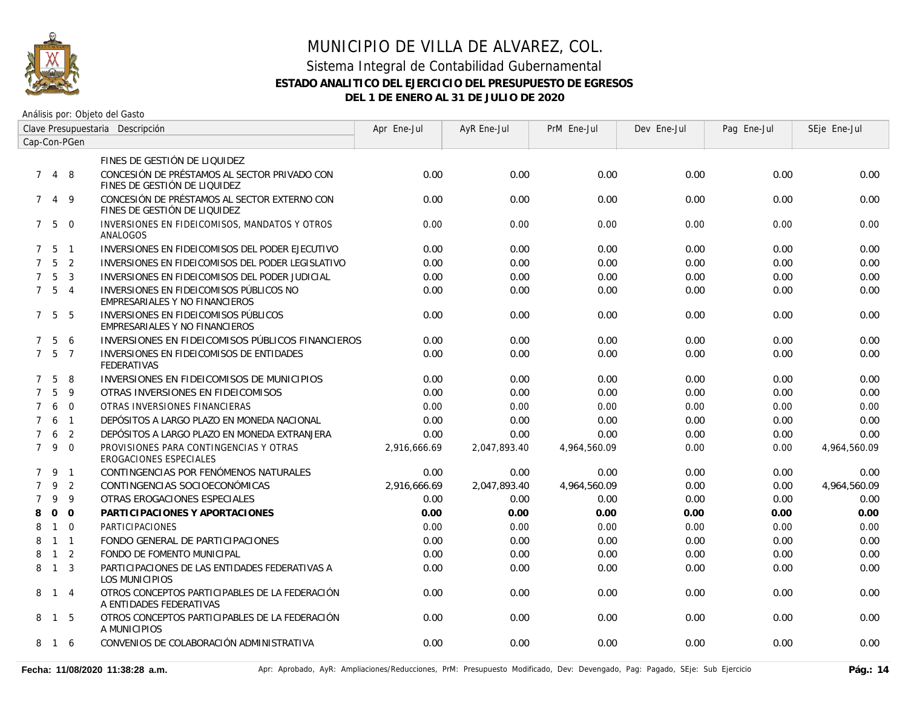# MUNICIPIO DE VILLA DE ALVAREZ, COL.

## Sistema Integral de Contabilidad Gubernamental

### ESTADO ANALITICO DEL EJERCICIO DEL PRESUPUESTO DE EGRESOS

### DEL 1 DE ENERO AL 31 DE JULIO DE 2020

Análisis por: Objeto del Gasto

| Clave Presupuestaria Cap-Con-PGen | Descripción | Apr Ene-Jul | AyR Ene-Jul | PrM Ene-Jul | Dev Ene-Jul | Pag Ene-Jul | SEje Ene-Jul |
|---|---|---|---|---|---|---|---|
| | FINES DE GESTIÓN DE LIQUIDEZ | | | | | | |
| 7 4 8 | CONCESIÓN DE PRÉSTAMOS AL SECTOR PRIVADO CON FINES DE GESTIÓN DE LIQUIDEZ | 0.00 | 0.00 | 0.00 | 0.00 | 0.00 | 0.00 |
| 7 4 9 | CONCESIÓN DE PRÉSTAMOS AL SECTOR EXTERNO CON FINES DE GESTIÓN DE LIQUIDEZ | 0.00 | 0.00 | 0.00 | 0.00 | 0.00 | 0.00 |
| 7 5 0 | INVERSIONES EN FIDEICOMISOS, MANDATOS Y OTROS ANALOGOS | 0.00 | 0.00 | 0.00 | 0.00 | 0.00 | 0.00 |
| 7 5 1 | INVERSIONES EN FIDEICOMISOS DEL PODER EJECUTIVO | 0.00 | 0.00 | 0.00 | 0.00 | 0.00 | 0.00 |
| 7 5 2 | INVERSIONES EN FIDEICOMISOS DEL PODER LEGISLATIVO | 0.00 | 0.00 | 0.00 | 0.00 | 0.00 | 0.00 |
| 7 5 3 | INVERSIONES EN FIDEICOMISOS DEL PODER JUDICIAL | 0.00 | 0.00 | 0.00 | 0.00 | 0.00 | 0.00 |
| 7 5 4 | INVERSIONES EN FIDEICOMISOS PÚBLICOS NO EMPRESARIALES Y NO FINANCIEROS | 0.00 | 0.00 | 0.00 | 0.00 | 0.00 | 0.00 |
| 7 5 5 | INVERSIONES EN FIDEICOMISOS PÚBLICOS EMPRESARIALES Y NO FINANCIEROS | 0.00 | 0.00 | 0.00 | 0.00 | 0.00 | 0.00 |
| 7 5 6 | INVERSIONES EN FIDEICOMISOS PÚBLICOS FINANCIEROS | 0.00 | 0.00 | 0.00 | 0.00 | 0.00 | 0.00 |
| 7 5 7 | INVERSIONES EN FIDEICOMISOS DE ENTIDADES FEDERATIVAS | 0.00 | 0.00 | 0.00 | 0.00 | 0.00 | 0.00 |
| 7 5 8 | INVERSIONES EN FIDEICOMISOS DE MUNICIPIOS | 0.00 | 0.00 | 0.00 | 0.00 | 0.00 | 0.00 |
| 7 5 9 | OTRAS INVERSIONES EN FIDEICOMISOS | 0.00 | 0.00 | 0.00 | 0.00 | 0.00 | 0.00 |
| 7 6 0 | OTRAS INVERSIONES FINANCIERAS | 0.00 | 0.00 | 0.00 | 0.00 | 0.00 | 0.00 |
| 7 6 1 | DEPÓSITOS A LARGO PLAZO EN MONEDA NACIONAL | 0.00 | 0.00 | 0.00 | 0.00 | 0.00 | 0.00 |
| 7 6 2 | DEPÓSITOS A LARGO PLAZO EN MONEDA EXTRANJERA | 0.00 | 0.00 | 0.00 | 0.00 | 0.00 | 0.00 |
| 7 9 0 | PROVISIONES PARA CONTINGENCIAS Y OTRAS EROGACIONES ESPECIALES | 2,916,666.69 | 2,047,893.40 | 4,964,560.09 | 0.00 | 0.00 | 4,964,560.09 |
| 7 9 1 | CONTINGENCIAS POR FENÓMENOS NATURALES | 0.00 | 0.00 | 0.00 | 0.00 | 0.00 | 0.00 |
| 7 9 2 | CONTINGENCIAS SOCIOECONÓMICAS | 2,916,666.69 | 2,047,893.40 | 4,964,560.09 | 0.00 | 0.00 | 4,964,560.09 |
| 7 9 9 | OTRAS EROGACIONES ESPECIALES | 0.00 | 0.00 | 0.00 | 0.00 | 0.00 | 0.00 |
| **8 0 0** | **PARTICIPACIONES Y APORTACIONES** | **0.00** | **0.00** | **0.00** | **0.00** | **0.00** | **0.00** |
| 8 1 0 | PARTICIPACIONES | 0.00 | 0.00 | 0.00 | 0.00 | 0.00 | 0.00 |
| 8 1 1 | FONDO GENERAL DE PARTICIPACIONES | 0.00 | 0.00 | 0.00 | 0.00 | 0.00 | 0.00 |
| 8 1 2 | FONDO DE FOMENTO MUNICIPAL | 0.00 | 0.00 | 0.00 | 0.00 | 0.00 | 0.00 |
| 8 1 3 | PARTICIPACIONES DE LAS ENTIDADES FEDERATIVAS A LOS MUNICIPIOS | 0.00 | 0.00 | 0.00 | 0.00 | 0.00 | 0.00 |
| 8 1 4 | OTROS CONCEPTOS PARTICIPABLES DE LA FEDERACIÓN A ENTIDADES FEDERATIVAS | 0.00 | 0.00 | 0.00 | 0.00 | 0.00 | 0.00 |
| 8 1 5 | OTROS CONCEPTOS PARTICIPABLES DE LA FEDERACIÓN A MUNICIPIOS | 0.00 | 0.00 | 0.00 | 0.00 | 0.00 | 0.00 |
| 8 1 6 | CONVENIOS DE COLABORACIÓN ADMINISTRATIVA | 0.00 | 0.00 | 0.00 | 0.00 | 0.00 | 0.00 |

**Fecha: 11/08/2020 11:38:28 a.m.** Apr: Aprobado, AyR: Ampliaciones/Reducciones, PrM: Presupuesto Modificado, Dev: Devengado, Pag: Pagado, SEje: Sub Ejercicio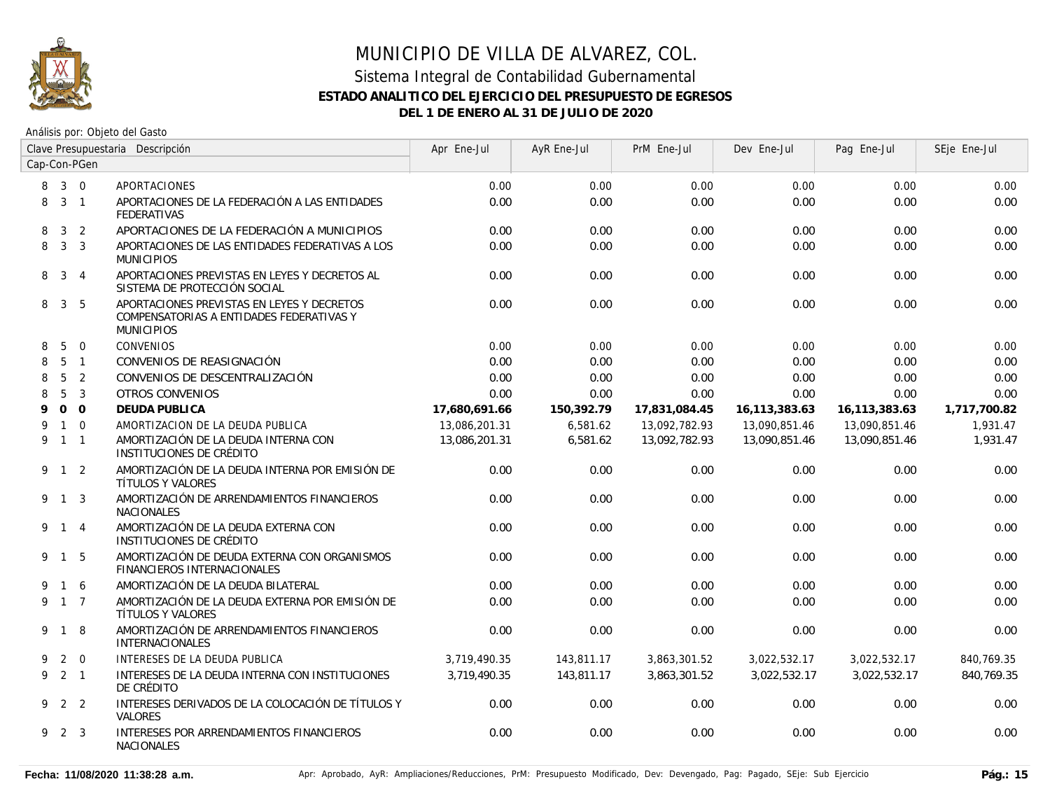# MUNICIPIO DE VILLA DE ALVAREZ, COL.

## Sistema Integral de Contabilidad Gubernamental

### ESTADO ANALITICO DEL EJERCICIO DEL PRESUPUESTO DE EGRESOS

### DEL 1 DE ENERO AL 31 DE JULIO DE 2020

Análisis por: Objeto del Gasto

| Clave Presupuestaria Cap-Con-PGen | Descripción | Apr Ene-Jul | AyR Ene-Jul | PrM Ene-Jul | Dev Ene-Jul | Pag Ene-Jul | SEje Ene-Jul |
|---|---|---|---|---|---|---|---|
| 8 3 0 | APORTACIONES | 0.00 | 0.00 | 0.00 | 0.00 | 0.00 | 0.00 |
| 8 3 1 | APORTACIONES DE LA FEDERACIÓN A LAS ENTIDADES FEDERATIVAS | 0.00 | 0.00 | 0.00 | 0.00 | 0.00 | 0.00 |
| 8 3 2 | APORTACIONES DE LA FEDERACIÓN A MUNICIPIOS | 0.00 | 0.00 | 0.00 | 0.00 | 0.00 | 0.00 |
| 8 3 3 | APORTACIONES DE LAS ENTIDADES FEDERATIVAS A LOS MUNICIPIOS | 0.00 | 0.00 | 0.00 | 0.00 | 0.00 | 0.00 |
| 8 3 4 | APORTACIONES PREVISTAS EN LEYES Y DECRETOS AL SISTEMA DE PROTECCIÓN SOCIAL | 0.00 | 0.00 | 0.00 | 0.00 | 0.00 | 0.00 |
| 8 3 5 | APORTACIONES PREVISTAS EN LEYES Y DECRETOS COMPENSATORIAS A ENTIDADES FEDERATIVAS Y MUNICIPIOS | 0.00 | 0.00 | 0.00 | 0.00 | 0.00 | 0.00 |
| 8 5 0 | CONVENIOS | 0.00 | 0.00 | 0.00 | 0.00 | 0.00 | 0.00 |
| 8 5 1 | CONVENIOS DE REASIGNACIÓN | 0.00 | 0.00 | 0.00 | 0.00 | 0.00 | 0.00 |
| 8 5 2 | CONVENIOS DE DESCENTRALIZACIÓN | 0.00 | 0.00 | 0.00 | 0.00 | 0.00 | 0.00 |
| 8 5 3 | OTROS CONVENIOS | 0.00 | 0.00 | 0.00 | 0.00 | 0.00 | 0.00 |
| **9 0 0** | **DEUDA PUBLICA** | **17,680,691.66** | **150,392.79** | **17,831,084.45** | **16,113,383.63** | **16,113,383.63** | **1,717,700.82** |
| 9 1 0 | AMORTIZACION DE LA DEUDA PUBLICA | 13,086,201.31 | 6,581.62 | 13,092,782.93 | 13,090,851.46 | 13,090,851.46 | 1,931.47 |
| 9 1 1 | AMORTIZACIÓN DE LA DEUDA INTERNA CON INSTITUCIONES DE CRÉDITO | 13,086,201.31 | 6,581.62 | 13,092,782.93 | 13,090,851.46 | 13,090,851.46 | 1,931.47 |
| 9 1 2 | AMORTIZACIÓN DE LA DEUDA INTERNA POR EMISIÓN DE TÍTULOS Y VALORES | 0.00 | 0.00 | 0.00 | 0.00 | 0.00 | 0.00 |
| 9 1 3 | AMORTIZACIÓN DE ARRENDAMIENTOS FINANCIEROS NACIONALES | 0.00 | 0.00 | 0.00 | 0.00 | 0.00 | 0.00 |
| 9 1 4 | AMORTIZACIÓN DE LA DEUDA EXTERNA CON INSTITUCIONES DE CRÉDITO | 0.00 | 0.00 | 0.00 | 0.00 | 0.00 | 0.00 |
| 9 1 5 | AMORTIZACIÓN DE DEUDA EXTERNA CON ORGANISMOS FINANCIEROS INTERNACIONALES | 0.00 | 0.00 | 0.00 | 0.00 | 0.00 | 0.00 |
| 9 1 6 | AMORTIZACIÓN DE LA DEUDA BILATERAL | 0.00 | 0.00 | 0.00 | 0.00 | 0.00 | 0.00 |
| 9 1 7 | AMORTIZACIÓN DE LA DEUDA EXTERNA POR EMISIÓN DE TÍTULOS Y VALORES | 0.00 | 0.00 | 0.00 | 0.00 | 0.00 | 0.00 |
| 9 1 8 | AMORTIZACIÓN DE ARRENDAMIENTOS FINANCIEROS INTERNACIONALES | 0.00 | 0.00 | 0.00 | 0.00 | 0.00 | 0.00 |
| 9 2 0 | INTERESES DE LA DEUDA PUBLICA | 3,719,490.35 | 143,811.17 | 3,863,301.52 | 3,022,532.17 | 3,022,532.17 | 840,769.35 |
| 9 2 1 | INTERESES DE LA DEUDA INTERNA CON INSTITUCIONES DE CRÉDITO | 3,719,490.35 | 143,811.17 | 3,863,301.52 | 3,022,532.17 | 3,022,532.17 | 840,769.35 |
| 9 2 2 | INTERESES DERIVADOS DE LA COLOCACIÓN DE TÍTULOS Y VALORES | 0.00 | 0.00 | 0.00 | 0.00 | 0.00 | 0.00 |
| 9 2 3 | INTERESES POR ARRENDAMIENTOS FINANCIEROS NACIONALES | 0.00 | 0.00 | 0.00 | 0.00 | 0.00 | 0.00 |

Fecha: 11/08/2020 11:38:28 a.m. — Apr: Aprobado, AyR: Ampliaciones/Reducciones, PrM: Presupuesto Modificado, Dev: Devengado, Pag: Pagado, SEje: Sub Ejercicio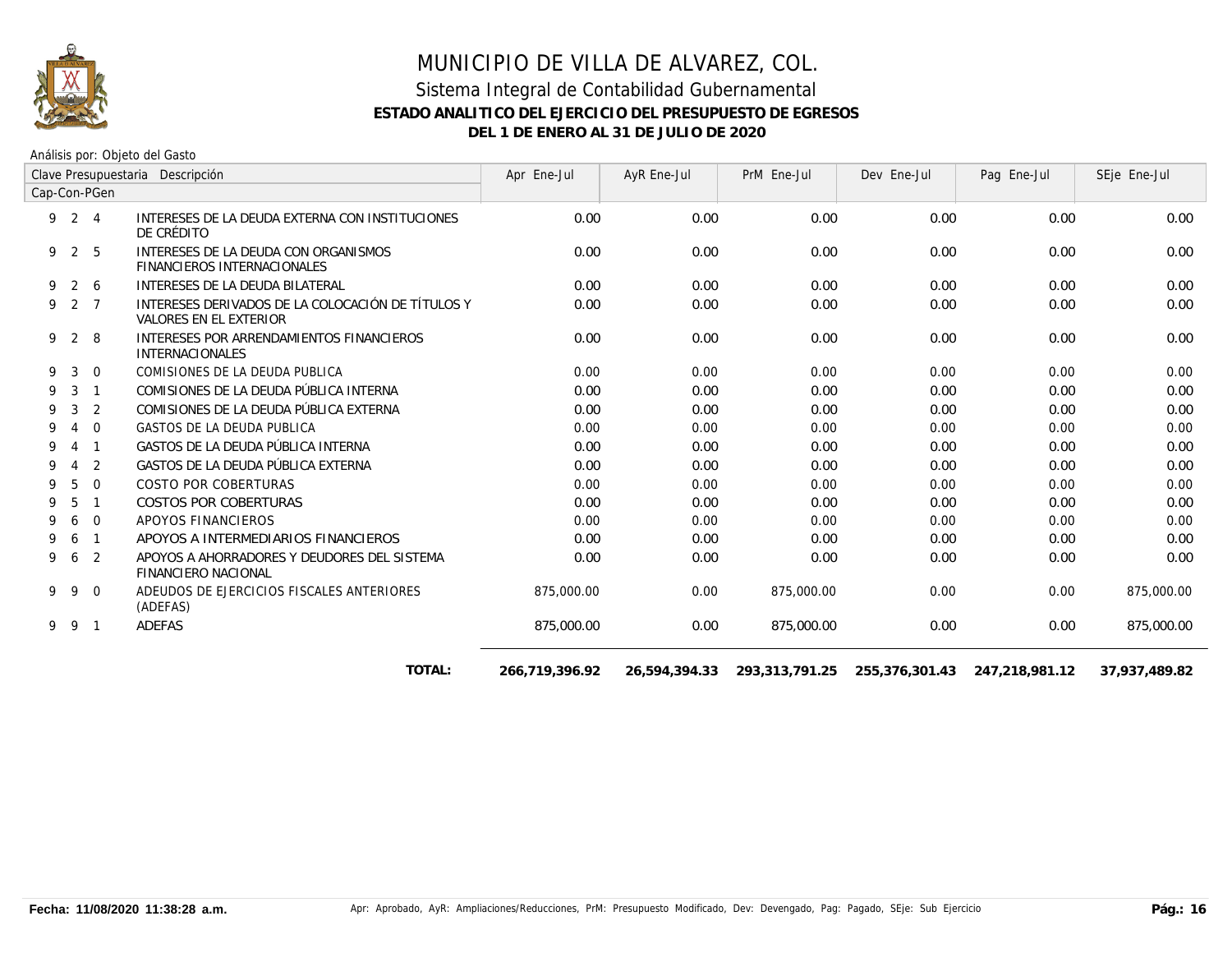# MUNICIPIO DE VILLA DE ALVAREZ, COL.

## Sistema Integral de Contabilidad Gubernamental

### ESTADO ANALITICO DEL EJERCICIO DEL PRESUPUESTO DE EGRESOS

### DEL 1 DE ENERO AL 31 DE JULIO DE 2020

Análisis por: Objeto del Gasto

| Clave Presupuestaria Cap-Con-PGen | Descripción | Apr Ene-Jul | AyR Ene-Jul | PrM Ene-Jul | Dev Ene-Jul | Pag Ene-Jul | SEje Ene-Jul |
|---|---|---|---|---|---|---|---|
| 9 2 4 | INTERESES DE LA DEUDA EXTERNA CON INSTITUCIONES DE CRÉDITO | 0.00 | 0.00 | 0.00 | 0.00 | 0.00 | 0.00 |
| 9 2 5 | INTERESES DE LA DEUDA CON ORGANISMOS FINANCIEROS INTERNACIONALES | 0.00 | 0.00 | 0.00 | 0.00 | 0.00 | 0.00 |
| 9 2 6 | INTERESES DE LA DEUDA BILATERAL | 0.00 | 0.00 | 0.00 | 0.00 | 0.00 | 0.00 |
| 9 2 7 | INTERESES DERIVADOS DE LA COLOCACIÓN DE TÍTULOS Y VALORES EN EL EXTERIOR | 0.00 | 0.00 | 0.00 | 0.00 | 0.00 | 0.00 |
| 9 2 8 | INTERESES POR ARRENDAMIENTOS FINANCIEROS INTERNACIONALES | 0.00 | 0.00 | 0.00 | 0.00 | 0.00 | 0.00 |
| 9 3 0 | COMISIONES DE LA DEUDA PUBLICA | 0.00 | 0.00 | 0.00 | 0.00 | 0.00 | 0.00 |
| 9 3 1 | COMISIONES DE LA DEUDA PÚBLICA INTERNA | 0.00 | 0.00 | 0.00 | 0.00 | 0.00 | 0.00 |
| 9 3 2 | COMISIONES DE LA DEUDA PÚBLICA EXTERNA | 0.00 | 0.00 | 0.00 | 0.00 | 0.00 | 0.00 |
| 9 4 0 | GASTOS DE LA DEUDA PUBLICA | 0.00 | 0.00 | 0.00 | 0.00 | 0.00 | 0.00 |
| 9 4 1 | GASTOS DE LA DEUDA PÚBLICA INTERNA | 0.00 | 0.00 | 0.00 | 0.00 | 0.00 | 0.00 |
| 9 4 2 | GASTOS DE LA DEUDA PÚBLICA EXTERNA | 0.00 | 0.00 | 0.00 | 0.00 | 0.00 | 0.00 |
| 9 5 0 | COSTO POR COBERTURAS | 0.00 | 0.00 | 0.00 | 0.00 | 0.00 | 0.00 |
| 9 5 1 | COSTOS POR COBERTURAS | 0.00 | 0.00 | 0.00 | 0.00 | 0.00 | 0.00 |
| 9 6 0 | APOYOS FINANCIEROS | 0.00 | 0.00 | 0.00 | 0.00 | 0.00 | 0.00 |
| 9 6 1 | APOYOS A INTERMEDIARIOS FINANCIEROS | 0.00 | 0.00 | 0.00 | 0.00 | 0.00 | 0.00 |
| 9 6 2 | APOYOS A AHORRADORES Y DEUDORES DEL SISTEMA FINANCIERO NACIONAL | 0.00 | 0.00 | 0.00 | 0.00 | 0.00 | 0.00 |
| 9 9 0 | ADEUDOS DE EJERCICIOS FISCALES ANTERIORES (ADEFAS) | 875,000.00 | 0.00 | 875,000.00 | 0.00 | 0.00 | 875,000.00 |
| 9 9 1 | ADEFAS | 875,000.00 | 0.00 | 875,000.00 | 0.00 | 0.00 | 875,000.00 |
| | **TOTAL:** | **266,719,396.92** | **26,594,394.33** | **293,313,791.25** | **255,376,301.43** | **247,218,981.12** | **37,937,489.82** |

**Fecha: 11/08/2020 11:38:28 a.m.**

Apr: Aprobado, AyR: Ampliaciones/Reducciones, PrM: Presupuesto Modificado, Dev: Devengado, Pag: Pagado, SEje: Sub Ejercicio